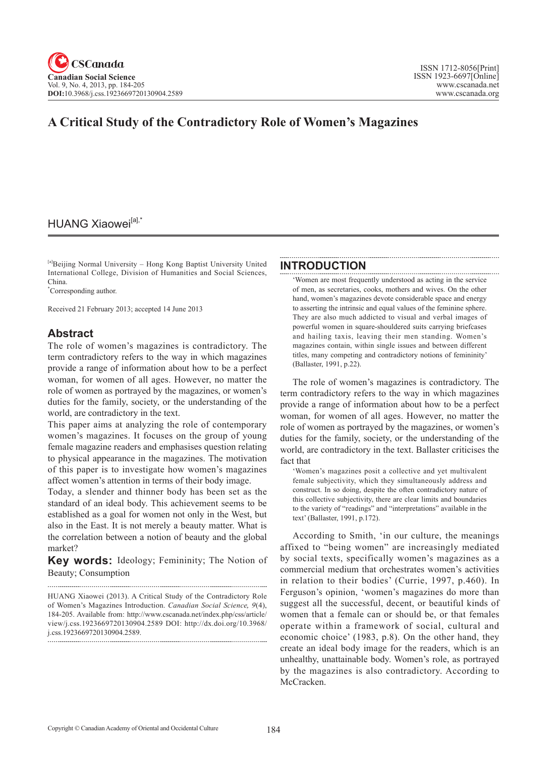# A Critical Study of the Contradictory Role of Women's Magazines

## HUANG Xiaowei[a],*

[a]Beijing Normal University – Hong Kong Baptist University United International College, Division of Humanities and Social Sciences, China.

*Corresponding author.

Received 21 February 2013; accepted 14 June 2013

## Abstract

The role of women's magazines is contradictory. The term contradictory refers to the way in which magazines provide a range of information about how to be a perfect woman, for women of all ages. However, no matter the role of women as portrayed by the magazines, or women's duties for the family, society, or the understanding of the world, are contradictory in the text.

This paper aims at analyzing the role of contemporary women's magazines. It focuses on the group of young female magazine readers and emphasises question relating to physical appearance in the magazines. The motivation of this paper is to investigate how women's magazines affect women's attention in terms of their body image.

Today, a slender and thinner body has been set as the standard of an ideal body. This achievement seems to be established as a goal for women not only in the West, but also in the East. It is not merely a beauty matter. What is the correlation between a notion of beauty and the global market?

**Key words:** Ideology; Femininity; The Notion of Beauty; Consumption

HUANG Xiaowei (2013). A Critical Study of the Contradictory Role of Women's Magazines Introduction. *Canadian Social Science, 9*(4), 184-205. Available from: http://www.cscanada.net/index.php/css/article/view/j.css.1923669720130904.2589 DOI: http://dx.doi.org/10.3968/j.css.1923669720130904.2589.

## INTRODUCTION

> 'Women are most frequently understood as acting in the service of men, as secretaries, cooks, mothers and wives. On the other hand, women's magazines devote considerable space and energy to asserting the intrinsic and equal values of the feminine sphere. They are also much addicted to visual and verbal images of powerful women in square-shouldered suits carrying briefcases and hailing taxis, leaving their men standing. Women's magazines contain, within single issues and between different titles, many competing and contradictory notions of femininity' (Ballaster, 1991, p.22).

The role of women's magazines is contradictory. The term contradictory refers to the way in which magazines provide a range of information about how to be a perfect woman, for women of all ages. However, no matter the role of women as portrayed by the magazines, or women's duties for the family, society, or the understanding of the world, are contradictory in the text. Ballaster criticises the fact that

> 'Women's magazines posit a collective and yet multivalent female subjectivity, which they simultaneously address and construct. In so doing, despite the often contradictory nature of this collective subjectivity, there are clear limits and boundaries to the variety of "readings" and "interpretations" available in the text' (Ballaster, 1991, p.172).

According to Smith, 'in our culture, the meanings affixed to "being women" are increasingly mediated by social texts, specifically women's magazines as a commercial medium that orchestrates women's activities in relation to their bodies' (Currie, 1997, p.460). In Ferguson's opinion, 'women's magazines do more than suggest all the successful, decent, or beautiful kinds of women that a female can or should be, or that females operate within a framework of social, cultural and economic choice' (1983, p.8). On the other hand, they create an ideal body image for the readers, which is an unhealthy, unattainable body. Women's role, as portrayed by the magazines is also contradictory. According to McCracken.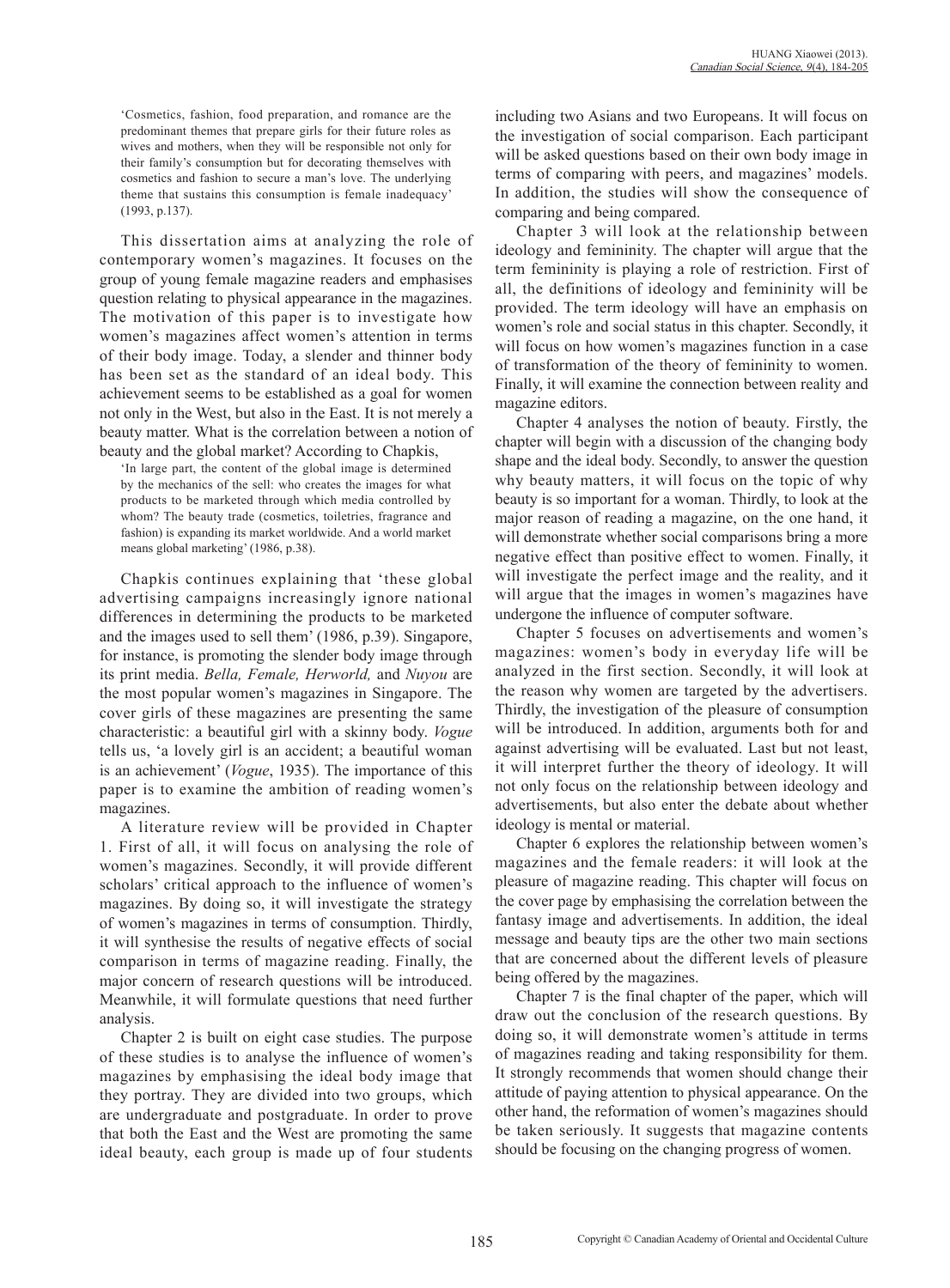> 'Cosmetics, fashion, food preparation, and romance are the predominant themes that prepare girls for their future roles as wives and mothers, when they will be responsible not only for their family's consumption but for decorating themselves with cosmetics and fashion to secure a man's love. The underlying theme that sustains this consumption is female inadequacy' (1993, p.137).

This dissertation aims at analyzing the role of contemporary women's magazines. It focuses on the group of young female magazine readers and emphasises question relating to physical appearance in the magazines. The motivation of this paper is to investigate how women's magazines affect women's attention in terms of their body image. Today, a slender and thinner body has been set as the standard of an ideal body. This achievement seems to be established as a goal for women not only in the West, but also in the East. It is not merely a beauty matter. What is the correlation between a notion of beauty and the global market? According to Chapkis,

> 'In large part, the content of the global image is determined by the mechanics of the sell: who creates the images for what products to be marketed through which media controlled by whom? The beauty trade (cosmetics, toiletries, fragrance and fashion) is expanding its market worldwide. And a world market means global marketing' (1986, p.38).

Chapkis continues explaining that 'these global advertising campaigns increasingly ignore national differences in determining the products to be marketed and the images used to sell them' (1986, p.39). Singapore, for instance, is promoting the slender body image through its print media. *Bella, Female, Herworld,* and *Nuyou* are the most popular women's magazines in Singapore. The cover girls of these magazines are presenting the same characteristic: a beautiful girl with a skinny body. *Vogue* tells us, 'a lovely girl is an accident; a beautiful woman is an achievement' (*Vogue*, 1935). The importance of this paper is to examine the ambition of reading women's magazines.

A literature review will be provided in Chapter 1. First of all, it will focus on analysing the role of women's magazines. Secondly, it will provide different scholars' critical approach to the influence of women's magazines. By doing so, it will investigate the strategy of women's magazines in terms of consumption. Thirdly, it will synthesise the results of negative effects of social comparison in terms of magazine reading. Finally, the major concern of research questions will be introduced. Meanwhile, it will formulate questions that need further analysis.

Chapter 2 is built on eight case studies. The purpose of these studies is to analyse the influence of women's magazines by emphasising the ideal body image that they portray. They are divided into two groups, which are undergraduate and postgraduate. In order to prove that both the East and the West are promoting the same ideal beauty, each group is made up of four students including two Asians and two Europeans. It will focus on the investigation of social comparison. Each participant will be asked questions based on their own body image in terms of comparing with peers, and magazines' models. In addition, the studies will show the consequence of comparing and being compared.

Chapter 3 will look at the relationship between ideology and femininity. The chapter will argue that the term femininity is playing a role of restriction. First of all, the definitions of ideology and femininity will be provided. The term ideology will have an emphasis on women's role and social status in this chapter. Secondly, it will focus on how women's magazines function in a case of transformation of the theory of femininity to women. Finally, it will examine the connection between reality and magazine editors.

Chapter 4 analyses the notion of beauty. Firstly, the chapter will begin with a discussion of the changing body shape and the ideal body. Secondly, to answer the question why beauty matters, it will focus on the topic of why beauty is so important for a woman. Thirdly, to look at the major reason of reading a magazine, on the one hand, it will demonstrate whether social comparisons bring a more negative effect than positive effect to women. Finally, it will investigate the perfect image and the reality, and it will argue that the images in women's magazines have undergone the influence of computer software.

Chapter 5 focuses on advertisements and women's magazines: women's body in everyday life will be analyzed in the first section. Secondly, it will look at the reason why women are targeted by the advertisers. Thirdly, the investigation of the pleasure of consumption will be introduced. In addition, arguments both for and against advertising will be evaluated. Last but not least, it will interpret further the theory of ideology. It will not only focus on the relationship between ideology and advertisements, but also enter the debate about whether ideology is mental or material.

Chapter 6 explores the relationship between women's magazines and the female readers: it will look at the pleasure of magazine reading. This chapter will focus on the cover page by emphasising the correlation between the fantasy image and advertisements. In addition, the ideal message and beauty tips are the other two main sections that are concerned about the different levels of pleasure being offered by the magazines.

Chapter 7 is the final chapter of the paper, which will draw out the conclusion of the research questions. By doing so, it will demonstrate women's attitude in terms of magazines reading and taking responsibility for them. It strongly recommends that women should change their attitude of paying attention to physical appearance. On the other hand, the reformation of women's magazines should be taken seriously. It suggests that magazine contents should be focusing on the changing progress of women.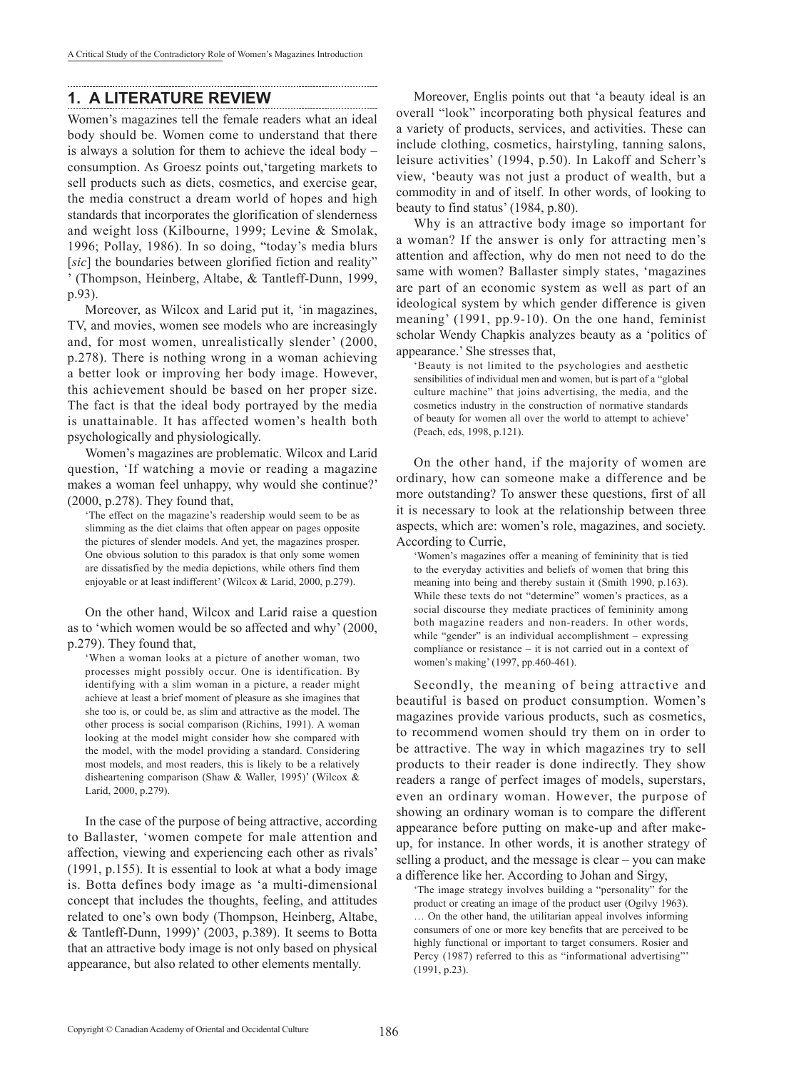## 1. A LITERATURE REVIEW

Women's magazines tell the female readers what an ideal body should be. Women come to understand that there is always a solution for them to achieve the ideal body – consumption. As Groesz points out,'targeting markets to sell products such as diets, cosmetics, and exercise gear, the media construct a dream world of hopes and high standards that incorporates the glorification of slenderness and weight loss (Kilbourne, 1999; Levine & Smolak, 1996; Pollay, 1986). In so doing, "today's media blurs [*sic*] the boundaries between glorified fiction and reality" ' (Thompson, Heinberg, Altabe, & Tantleff-Dunn, 1999, p.93).

Moreover, as Wilcox and Larid put it, 'in magazines, TV, and movies, women see models who are increasingly and, for most women, unrealistically slender' (2000, p.278). There is nothing wrong in a woman achieving a better look or improving her body image. However, this achievement should be based on her proper size. The fact is that the ideal body portrayed by the media is unattainable. It has affected women's health both psychologically and physiologically.

Women's magazines are problematic. Wilcox and Larid question, 'If watching a movie or reading a magazine makes a woman feel unhappy, why would she continue?' (2000, p.278). They found that,

> 'The effect on the magazine's readership would seem to be as slimming as the diet claims that often appear on pages opposite the pictures of slender models. And yet, the magazines prosper. One obvious solution to this paradox is that only some women are dissatisfied by the media depictions, while others find them enjoyable or at least indifferent' (Wilcox & Larid, 2000, p.279).

On the other hand, Wilcox and Larid raise a question as to 'which women would be so affected and why' (2000, p.279). They found that,

> 'When a woman looks at a picture of another woman, two processes might possibly occur. One is identification. By identifying with a slim woman in a picture, a reader might achieve at least a brief moment of pleasure as she imagines that she too is, or could be, as slim and attractive as the model. The other process is social comparison (Richins, 1991). A woman looking at the model might consider how she compared with the model, with the model providing a standard. Considering most models, and most readers, this is likely to be a relatively disheartening comparison (Shaw & Waller, 1995)' (Wilcox & Larid, 2000, p.279).

In the case of the purpose of being attractive, according to Ballaster, 'women compete for male attention and affection, viewing and experiencing each other as rivals' (1991, p.155). It is essential to look at what a body image is. Botta defines body image as 'a multi-dimensional concept that includes the thoughts, feeling, and attitudes related to one's own body (Thompson, Heinberg, Altabe, & Tantleff-Dunn, 1999)' (2003, p.389). It seems to Botta that an attractive body image is not only based on physical appearance, but also related to other elements mentally.

Moreover, Englis points out that 'a beauty ideal is an overall "look" incorporating both physical features and a variety of products, services, and activities. These can include clothing, cosmetics, hairstyling, tanning salons, leisure activities' (1994, p.50). In Lakoff and Scherr's view, 'beauty was not just a product of wealth, but a commodity in and of itself. In other words, of looking to beauty to find status' (1984, p.80).

Why is an attractive body image so important for a woman? If the answer is only for attracting men's attention and affection, why do men not need to do the same with women? Ballaster simply states, 'magazines are part of an economic system as well as part of an ideological system by which gender difference is given meaning' (1991, pp.9-10). On the one hand, feminist scholar Wendy Chapkis analyzes beauty as a 'politics of appearance.' She stresses that,

> 'Beauty is not limited to the psychologies and aesthetic sensibilities of individual men and women, but is part of a "global culture machine" that joins advertising, the media, and the cosmetics industry in the construction of normative standards of beauty for women all over the world to attempt to achieve' (Peach, eds, 1998, p.121).

On the other hand, if the majority of women are ordinary, how can someone make a difference and be more outstanding? To answer these questions, first of all it is necessary to look at the relationship between three aspects, which are: women's role, magazines, and society. According to Currie,

> 'Women's magazines offer a meaning of femininity that is tied to the everyday activities and beliefs of women that bring this meaning into being and thereby sustain it (Smith 1990, p.163). While these texts do not "determine" women's practices, as a social discourse they mediate practices of femininity among both magazine readers and non-readers. In other words, while "gender" is an individual accomplishment – expressing compliance or resistance – it is not carried out in a context of women's making' (1997, pp.460-461).

Secondly, the meaning of being attractive and beautiful is based on product consumption. Women's magazines provide various products, such as cosmetics, to recommend women should try them on in order to be attractive. The way in which magazines try to sell products to their reader is done indirectly. They show readers a range of perfect images of models, superstars, even an ordinary woman. However, the purpose of showing an ordinary woman is to compare the different appearance before putting on make-up and after make-up, for instance. In other words, it is another strategy of selling a product, and the message is clear – you can make a difference like her. According to Johan and Sirgy,

> 'The image strategy involves building a "personality" for the product or creating an image of the product user (Ogilvy 1963). … On the other hand, the utilitarian appeal involves informing consumers of one or more key benefits that are perceived to be highly functional or important to target consumers. Rosier and Percy (1987) referred to this as "informational advertising"' (1991, p.23).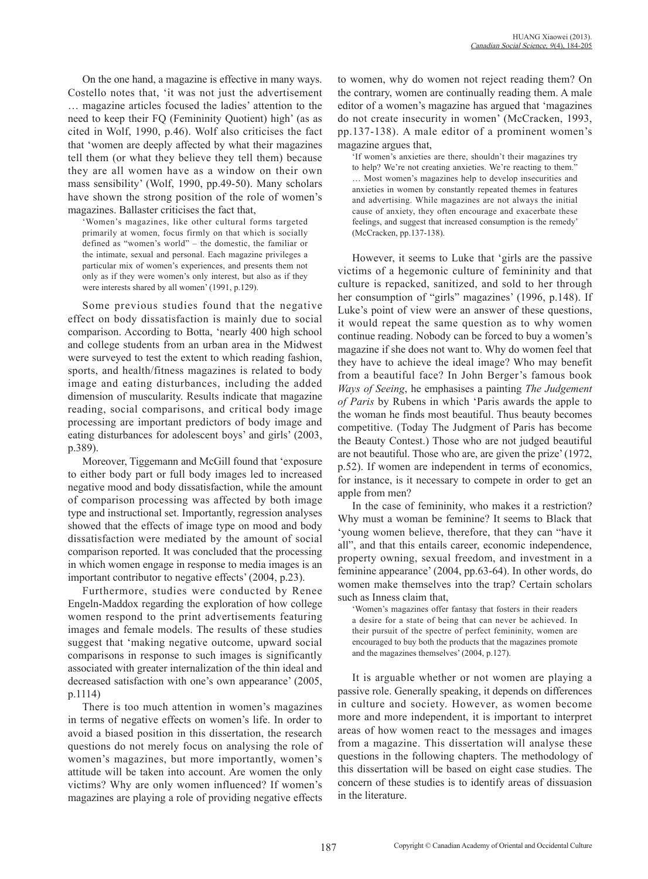On the one hand, a magazine is effective in many ways. Costello notes that, 'it was not just the advertisement … magazine articles focused the ladies' attention to the need to keep their FQ (Femininity Quotient) high' (as as cited in Wolf, 1990, p.46). Wolf also criticises the fact that 'women are deeply affected by what their magazines tell them (or what they believe they tell them) because they are all women have as a window on their own mass sensibility' (Wolf, 1990, pp.49-50). Many scholars have shown the strong position of the role of women's magazines. Ballaster criticises the fact that,

> 'Women's magazines, like other cultural forms targeted primarily at women, focus firmly on that which is socially defined as "women's world" – the domestic, the familiar or the intimate, sexual and personal. Each magazine privileges a particular mix of women's experiences, and presents them not only as if they were women's only interest, but also as if they were interests shared by all women' (1991, p.129).

Some previous studies found that the negative effect on body dissatisfaction is mainly due to social comparison. According to Botta, 'nearly 400 high school and college students from an urban area in the Midwest were surveyed to test the extent to which reading fashion, sports, and health/fitness magazines is related to body image and eating disturbances, including the added dimension of muscularity. Results indicate that magazine reading, social comparisons, and critical body image processing are important predictors of body image and eating disturbances for adolescent boys' and girls' (2003, p.389).

Moreover, Tiggemann and McGill found that 'exposure to either body part or full body images led to increased negative mood and body dissatisfaction, while the amount of comparison processing was affected by both image type and instructional set. Importantly, regression analyses showed that the effects of image type on mood and body dissatisfaction were mediated by the amount of social comparison reported. It was concluded that the processing in which women engage in response to media images is an important contributor to negative effects' (2004, p.23).

Furthermore, studies were conducted by Renee Engeln-Maddox regarding the exploration of how college women respond to the print advertisements featuring images and female models. The results of these studies suggest that 'making negative outcome, upward social comparisons in response to such images is significantly associated with greater internalization of the thin ideal and decreased satisfaction with one's own appearance' (2005, p.1114)

There is too much attention in women's magazines in terms of negative effects on women's life. In order to avoid a biased position in this dissertation, the research questions do not merely focus on analysing the role of women's magazines, but more importantly, women's attitude will be taken into account. Are women the only victims? Why are only women influenced? If women's magazines are playing a role of providing negative effects to women, why do women not reject reading them? On the contrary, women are continually reading them. A male editor of a women's magazine has argued that 'magazines do not create insecurity in women' (McCracken, 1993, pp.137-138). A male editor of a prominent women's magazine argues that,

> 'If women's anxieties are there, shouldn't their magazines try to help? We're not creating anxieties. We're reacting to them." … Most women's magazines help to develop insecurities and anxieties in women by constantly repeated themes in features and advertising. While magazines are not always the initial cause of anxiety, they often encourage and exacerbate these feelings, and suggest that increased consumption is the remedy' (McCracken, pp.137-138).

However, it seems to Luke that 'girls are the passive victims of a hegemonic culture of femininity and that culture is repacked, sanitized, and sold to her through her consumption of "girls" magazines' (1996, p.148). If Luke's point of view were an answer of these questions, it would repeat the same question as to why women continue reading. Nobody can be forced to buy a women's magazine if she does not want to. Why do women feel that they have to achieve the ideal image? Who may benefit from a beautiful face? In John Berger's famous book *Ways of Seeing*, he emphasises a painting *The Judgement of Paris* by Rubens in which 'Paris awards the apple to the woman he finds most beautiful. Thus beauty becomes competitive. (Today The Judgment of Paris has become the Beauty Contest.) Those who are not judged beautiful are not beautiful. Those who are, are given the prize' (1972, p.52). If women are independent in terms of economics, for instance, is it necessary to compete in order to get an apple from men?

In the case of femininity, who makes it a restriction? Why must a woman be feminine? It seems to Black that 'young women believe, therefore, that they can "have it all", and that this entails career, economic independence, property owning, sexual freedom, and investment in a feminine appearance' (2004, pp.63-64). In other words, do women make themselves into the trap? Certain scholars such as Inness claim that,

> 'Women's magazines offer fantasy that fosters in their readers a desire for a state of being that can never be achieved. In their pursuit of the spectre of perfect femininity, women are encouraged to buy both the products that the magazines promote and the magazines themselves' (2004, p.127).

It is arguable whether or not women are playing a passive role. Generally speaking, it depends on differences in culture and society. However, as women become more and more independent, it is important to interpret areas of how women react to the messages and images from a magazine. This dissertation will analyse these questions in the following chapters. The methodology of this dissertation will be based on eight case studies. The concern of these studies is to identify areas of dissuasion in the literature.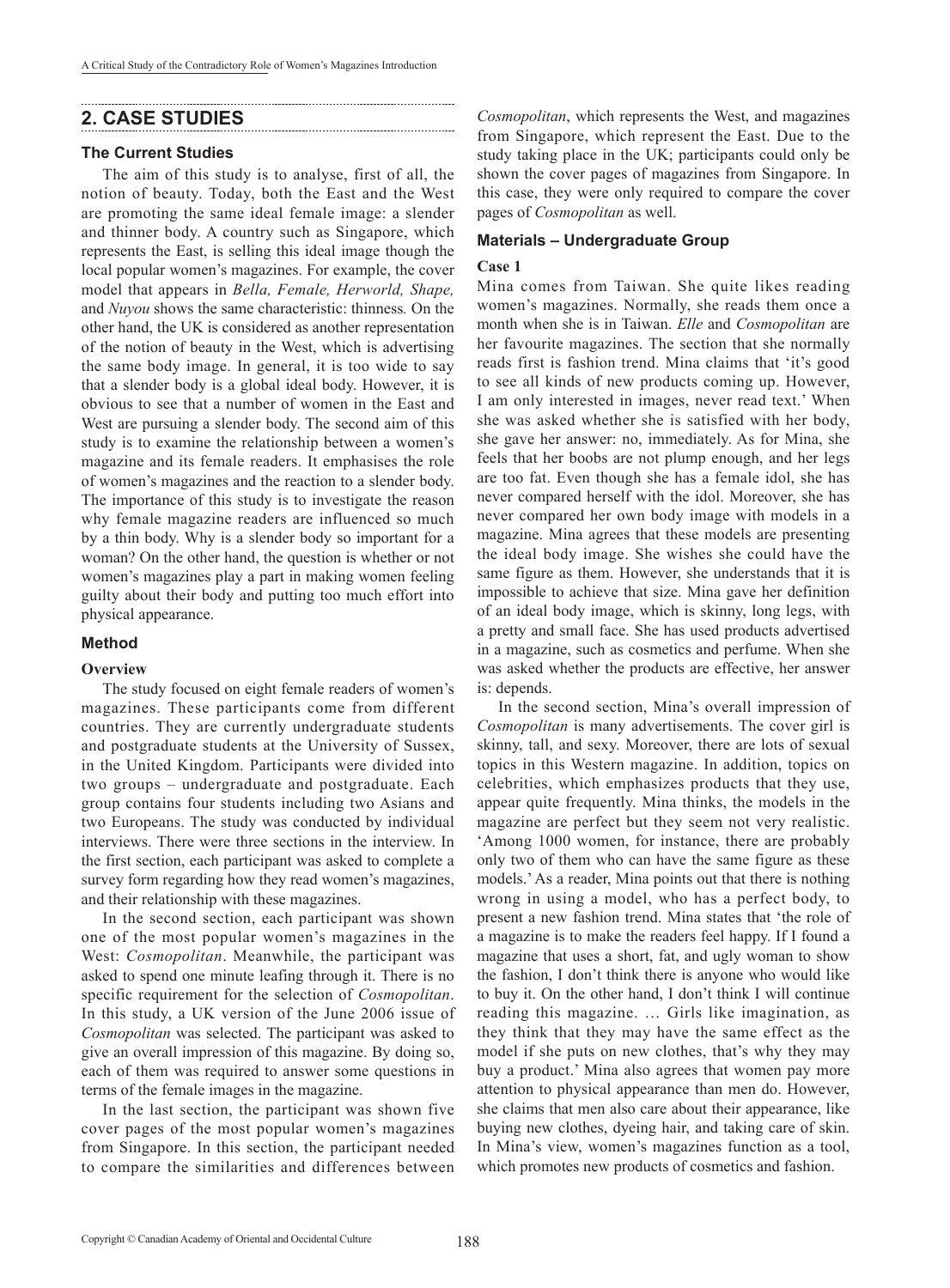## 2. CASE STUDIES

### The Current Studies

The aim of this study is to analyse, first of all, the notion of beauty. Today, both the East and the West are promoting the same ideal female image: a slender and thinner body. A country such as Singapore, which represents the East, is selling this ideal image though the local popular women's magazines. For example, the cover model that appears in *Bella, Female, Herworld, Shape,* and *Nuyou* shows the same characteristic: thinness*.* On the other hand, the UK is considered as another representation of the notion of beauty in the West, which is advertising the same body image. In general, it is too wide to say that a slender body is a global ideal body. However, it is obvious to see that a number of women in the East and West are pursuing a slender body. The second aim of this study is to examine the relationship between a women's magazine and its female readers. It emphasises the role of women's magazines and the reaction to a slender body. The importance of this study is to investigate the reason why female magazine readers are influenced so much by a thin body. Why is a slender body so important for a woman? On the other hand, the question is whether or not women's magazines play a part in making women feeling guilty about their body and putting too much effort into physical appearance.

### Method

#### Overview

The study focused on eight female readers of women's magazines. These participants come from different countries. They are currently undergraduate students and postgraduate students at the University of Sussex, in the United Kingdom. Participants were divided into two groups – undergraduate and postgraduate. Each group contains four students including two Asians and two Europeans. The study was conducted by individual interviews. There were three sections in the interview. In the first section, each participant was asked to complete a survey form regarding how they read women's magazines, and their relationship with these magazines.

In the second section, each participant was shown one of the most popular women's magazines in the West: *Cosmopolitan*. Meanwhile, the participant was asked to spend one minute leafing through it. There is no specific requirement for the selection of *Cosmopolitan*. In this study, a UK version of the June 2006 issue of *Cosmopolitan* was selected. The participant was asked to give an overall impression of this magazine. By doing so, each of them was required to answer some questions in terms of the female images in the magazine.

In the last section, the participant was shown five cover pages of the most popular women's magazines from Singapore. In this section, the participant needed to compare the similarities and differences between *Cosmopolitan*, which represents the West, and magazines from Singapore, which represent the East. Due to the study taking place in the UK; participants could only be shown the cover pages of magazines from Singapore. In this case, they were only required to compare the cover pages of *Cosmopolitan* as well.

### Materials – Undergraduate Group

#### Case 1

Mina comes from Taiwan. She quite likes reading women's magazines. Normally, she reads them once a month when she is in Taiwan. *Elle* and *Cosmopolitan* are her favourite magazines. The section that she normally reads first is fashion trend. Mina claims that 'it's good to see all kinds of new products coming up. However, I am only interested in images, never read text.' When she was asked whether she is satisfied with her body, she gave her answer: no, immediately. As for Mina, she feels that her boobs are not plump enough, and her legs are too fat. Even though she has a female idol, she has never compared herself with the idol. Moreover, she has never compared her own body image with models in a magazine. Mina agrees that these models are presenting the ideal body image. She wishes she could have the same figure as them. However, she understands that it is impossible to achieve that size. Mina gave her definition of an ideal body image, which is skinny, long legs, with a pretty and small face. She has used products advertised in a magazine, such as cosmetics and perfume. When she was asked whether the products are effective, her answer is: depends.

In the second section, Mina's overall impression of *Cosmopolitan* is many advertisements. The cover girl is skinny, tall, and sexy. Moreover, there are lots of sexual topics in this Western magazine. In addition, topics on celebrities, which emphasizes products that they use, appear quite frequently. Mina thinks, the models in the magazine are perfect but they seem not very realistic. 'Among 1000 women, for instance, there are probably only two of them who can have the same figure as these models.' As a reader, Mina points out that there is nothing wrong in using a model, who has a perfect body, to present a new fashion trend. Mina states that 'the role of a magazine is to make the readers feel happy. If I found a magazine that uses a short, fat, and ugly woman to show the fashion, I don't think there is anyone who would like to buy it. On the other hand, I don't think I will continue reading this magazine. … Girls like imagination, as they think that they may have the same effect as the model if she puts on new clothes, that's why they may buy a product.' Mina also agrees that women pay more attention to physical appearance than men do. However, she claims that men also care about their appearance, like buying new clothes, dyeing hair, and taking care of skin. In Mina's view, women's magazines function as a tool, which promotes new products of cosmetics and fashion.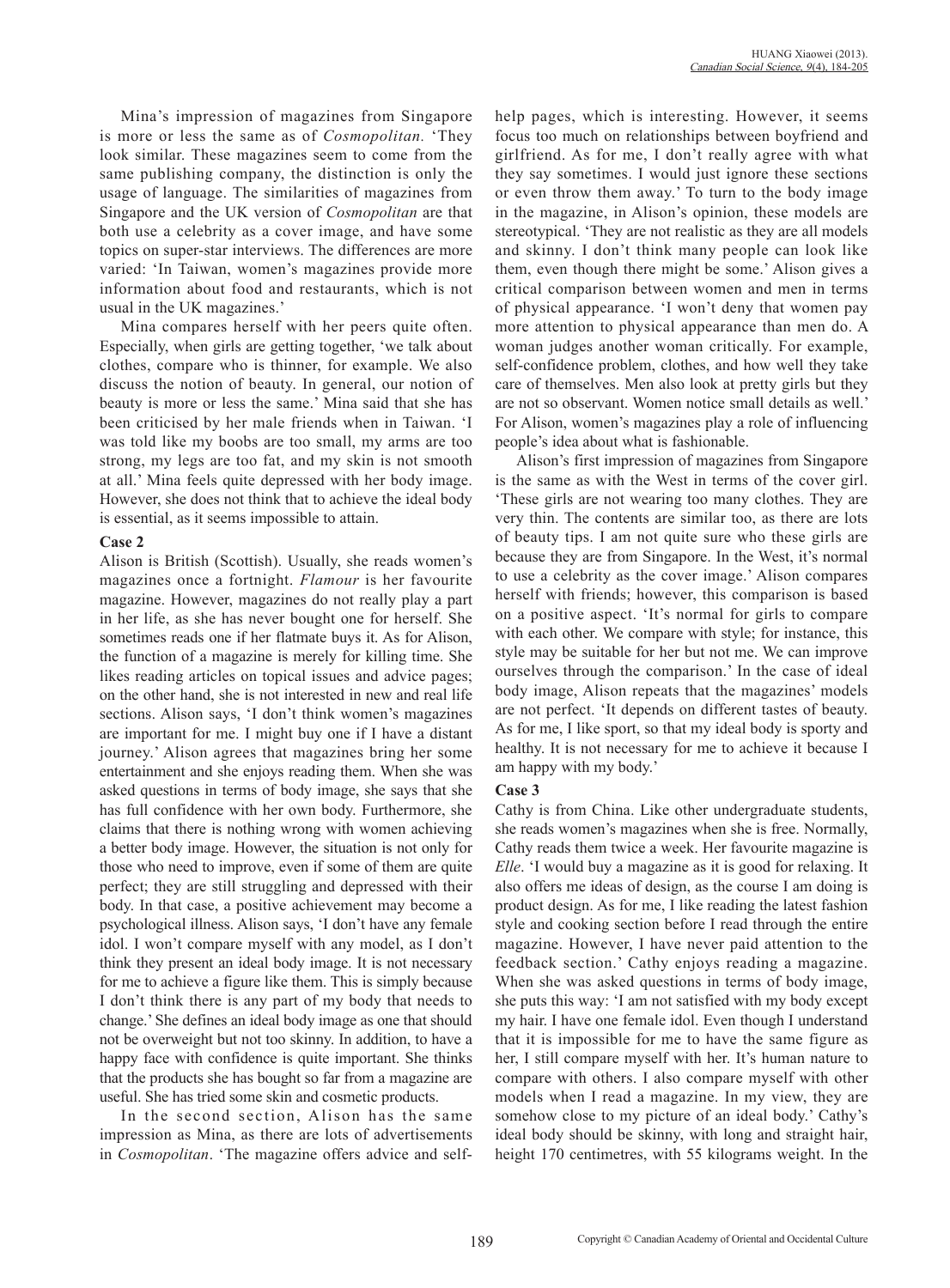Mina's impression of magazines from Singapore is more or less the same as of *Cosmopolitan.* 'They look similar. These magazines seem to come from the same publishing company, the distinction is only the usage of language. The similarities of magazines from Singapore and the UK version of *Cosmopolitan* are that both use a celebrity as a cover image, and have some topics on super-star interviews. The differences are more varied: 'In Taiwan, women's magazines provide more information about food and restaurants, which is not usual in the UK magazines.'

Mina compares herself with her peers quite often. Especially, when girls are getting together, 'we talk about clothes, compare who is thinner, for example. We also discuss the notion of beauty. In general, our notion of beauty is more or less the same.' Mina said that she has been criticised by her male friends when in Taiwan. 'I was told like my boobs are too small, my arms are too strong, my legs are too fat, and my skin is not smooth at all.' Mina feels quite depressed with her body image. However, she does not think that to achieve the ideal body is essential, as it seems impossible to attain.

**Case 2**

Alison is British (Scottish). Usually, she reads women's magazines once a fortnight. *Flamour* is her favourite magazine. However, magazines do not really play a part in her life, as she has never bought one for herself. She sometimes reads one if her flatmate buys it. As for Alison, the function of a magazine is merely for killing time. She likes reading articles on topical issues and advice pages; on the other hand, she is not interested in new and real life sections. Alison says, 'I don't think women's magazines are important for me. I might buy one if I have a distant journey.' Alison agrees that magazines bring her some entertainment and she enjoys reading them. When she was asked questions in terms of body image, she says that she has full confidence with her own body. Furthermore, she claims that there is nothing wrong with women achieving a better body image. However, the situation is not only for those who need to improve, even if some of them are quite perfect; they are still struggling and depressed with their body. In that case, a positive achievement may become a psychological illness. Alison says, 'I don't have any female idol. I won't compare myself with any model, as I don't think they present an ideal body image. It is not necessary for me to achieve a figure like them. This is simply because I don't think there is any part of my body that needs to change.' She defines an ideal body image as one that should not be overweight but not too skinny. In addition, to have a happy face with confidence is quite important. She thinks that the products she has bought so far from a magazine are useful. She has tried some skin and cosmetic products.

In the second section, Alison has the same impression as Mina, as there are lots of advertisements in *Cosmopolitan*. 'The magazine offers advice and self-help pages, which is interesting. However, it seems focus too much on relationships between boyfriend and girlfriend. As for me, I don't really agree with what they say sometimes. I would just ignore these sections or even throw them away.' To turn to the body image in the magazine, in Alison's opinion, these models are stereotypical. 'They are not realistic as they are all models and skinny. I don't think many people can look like them, even though there might be some.' Alison gives a critical comparison between women and men in terms of physical appearance. 'I won't deny that women pay more attention to physical appearance than men do. A woman judges another woman critically. For example, self-confidence problem, clothes, and how well they take care of themselves. Men also look at pretty girls but they are not so observant. Women notice small details as well.' For Alison, women's magazines play a role of influencing people's idea about what is fashionable.

Alison's first impression of magazines from Singapore is the same as with the West in terms of the cover girl. 'These girls are not wearing too many clothes. They are very thin. The contents are similar too, as there are lots of beauty tips. I am not quite sure who these girls are because they are from Singapore. In the West, it's normal to use a celebrity as the cover image.' Alison compares herself with friends; however, this comparison is based on a positive aspect. 'It's normal for girls to compare with each other. We compare with style; for instance, this style may be suitable for her but not me. We can improve ourselves through the comparison.' In the case of ideal body image, Alison repeats that the magazines' models are not perfect. 'It depends on different tastes of beauty. As for me, I like sport, so that my ideal body is sporty and healthy. It is not necessary for me to achieve it because I am happy with my body.'

**Case 3**

Cathy is from China. Like other undergraduate students, she reads women's magazines when she is free. Normally, Cathy reads them twice a week. Her favourite magazine is *Elle*. 'I would buy a magazine as it is good for relaxing. It also offers me ideas of design, as the course I am doing is product design. As for me, I like reading the latest fashion style and cooking section before I read through the entire magazine. However, I have never paid attention to the feedback section.' Cathy enjoys reading a magazine. When she was asked questions in terms of body image, she puts this way: 'I am not satisfied with my body except my hair. I have one female idol. Even though I understand that it is impossible for me to have the same figure as her, I still compare myself with her. It's human nature to compare with others. I also compare myself with other models when I read a magazine. In my view, they are somehow close to my picture of an ideal body.' Cathy's ideal body should be skinny, with long and straight hair, height 170 centimetres, with 55 kilograms weight. In the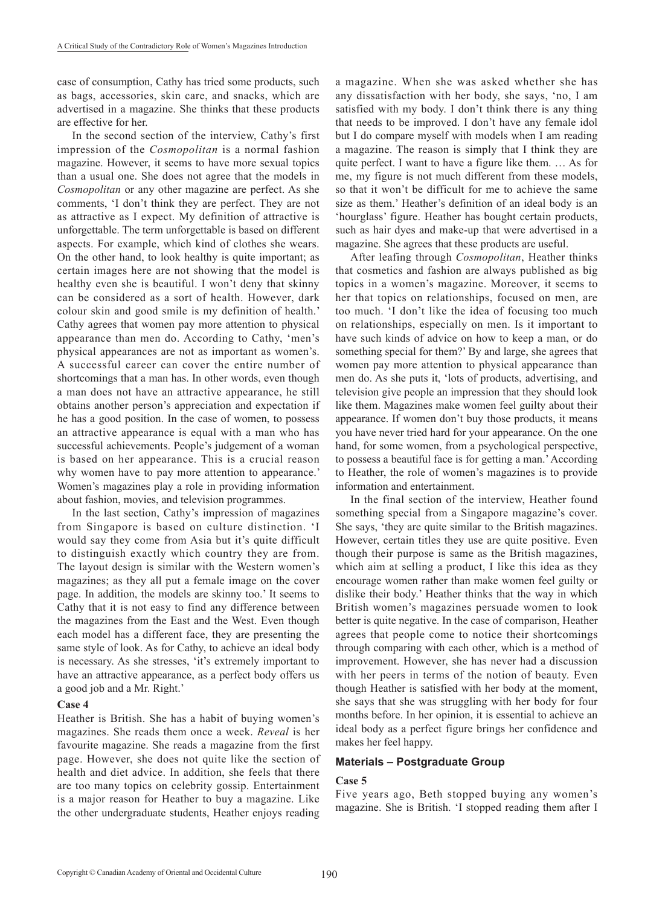case of consumption, Cathy has tried some products, such as bags, accessories, skin care, and snacks, which are advertised in a magazine. She thinks that these products are effective for her.

In the second section of the interview, Cathy's first impression of the *Cosmopolitan* is a normal fashion magazine. However, it seems to have more sexual topics than a usual one. She does not agree that the models in *Cosmopolitan* or any other magazine are perfect. As she comments, 'I don't think they are perfect. They are not as attractive as I expect. My definition of attractive is unforgettable. The term unforgettable is based on different aspects. For example, which kind of clothes she wears. On the other hand, to look healthy is quite important; as certain images here are not showing that the model is healthy even she is beautiful. I won't deny that skinny can be considered as a sort of health. However, dark colour skin and good smile is my definition of health.' Cathy agrees that women pay more attention to physical appearance than men do. According to Cathy, 'men's physical appearances are not as important as women's. A successful career can cover the entire number of shortcomings that a man has. In other words, even though a man does not have an attractive appearance, he still obtains another person's appreciation and expectation if he has a good position. In the case of women, to possess an attractive appearance is equal with a man who has successful achievements. People's judgement of a woman is based on her appearance. This is a crucial reason why women have to pay more attention to appearance.' Women's magazines play a role in providing information about fashion, movies, and television programmes.

In the last section, Cathy's impression of magazines from Singapore is based on culture distinction. 'I would say they come from Asia but it's quite difficult to distinguish exactly which country they are from. The layout design is similar with the Western women's magazines; as they all put a female image on the cover page. In addition, the models are skinny too.' It seems to Cathy that it is not easy to find any difference between the magazines from the East and the West. Even though each model has a different face, they are presenting the same style of look. As for Cathy, to achieve an ideal body is necessary. As she stresses, 'it's extremely important to have an attractive appearance, as a perfect body offers us a good job and a Mr. Right.'

**Case 4**

Heather is British. She has a habit of buying women's magazines. She reads them once a week. *Reveal* is her favourite magazine. She reads a magazine from the first page. However, she does not quite like the section of health and diet advice. In addition, she feels that there are too many topics on celebrity gossip. Entertainment is a major reason for Heather to buy a magazine. Like the other undergraduate students, Heather enjoys reading a magazine. When she was asked whether she has any dissatisfaction with her body, she says, 'no, I am satisfied with my body. I don't think there is any thing that needs to be improved. I don't have any female idol but I do compare myself with models when I am reading a magazine. The reason is simply that I think they are quite perfect. I want to have a figure like them. … As for me, my figure is not much different from these models, so that it won't be difficult for me to achieve the same size as them.' Heather's definition of an ideal body is an 'hourglass' figure. Heather has bought certain products, such as hair dyes and make-up that were advertised in a magazine. She agrees that these products are useful.

After leafing through *Cosmopolitan*, Heather thinks that cosmetics and fashion are always published as big topics in a women's magazine. Moreover, it seems to her that topics on relationships, focused on men, are too much. 'I don't like the idea of focusing too much on relationships, especially on men. Is it important to have such kinds of advice on how to keep a man, or do something special for them?' By and large, she agrees that women pay more attention to physical appearance than men do. As she puts it, 'lots of products, advertising, and television give people an impression that they should look like them. Magazines make women feel guilty about their appearance. If women don't buy those products, it means you have never tried hard for your appearance. On the one hand, for some women, from a psychological perspective, to possess a beautiful face is for getting a man.' According to Heather, the role of women's magazines is to provide information and entertainment.

In the final section of the interview, Heather found something special from a Singapore magazine's cover. She says, 'they are quite similar to the British magazines. However, certain titles they use are quite positive. Even though their purpose is same as the British magazines, which aim at selling a product, I like this idea as they encourage women rather than make women feel guilty or dislike their body.' Heather thinks that the way in which British women's magazines persuade women to look better is quite negative. In the case of comparison, Heather agrees that people come to notice their shortcomings through comparing with each other, which is a method of improvement. However, she has never had a discussion with her peers in terms of the notion of beauty. Even though Heather is satisfied with her body at the moment, she says that she was struggling with her body for four months before. In her opinion, it is essential to achieve an ideal body as a perfect figure brings her confidence and makes her feel happy.

### Materials – Postgraduate Group

**Case 5**

Five years ago, Beth stopped buying any women's magazine. She is British. 'I stopped reading them after I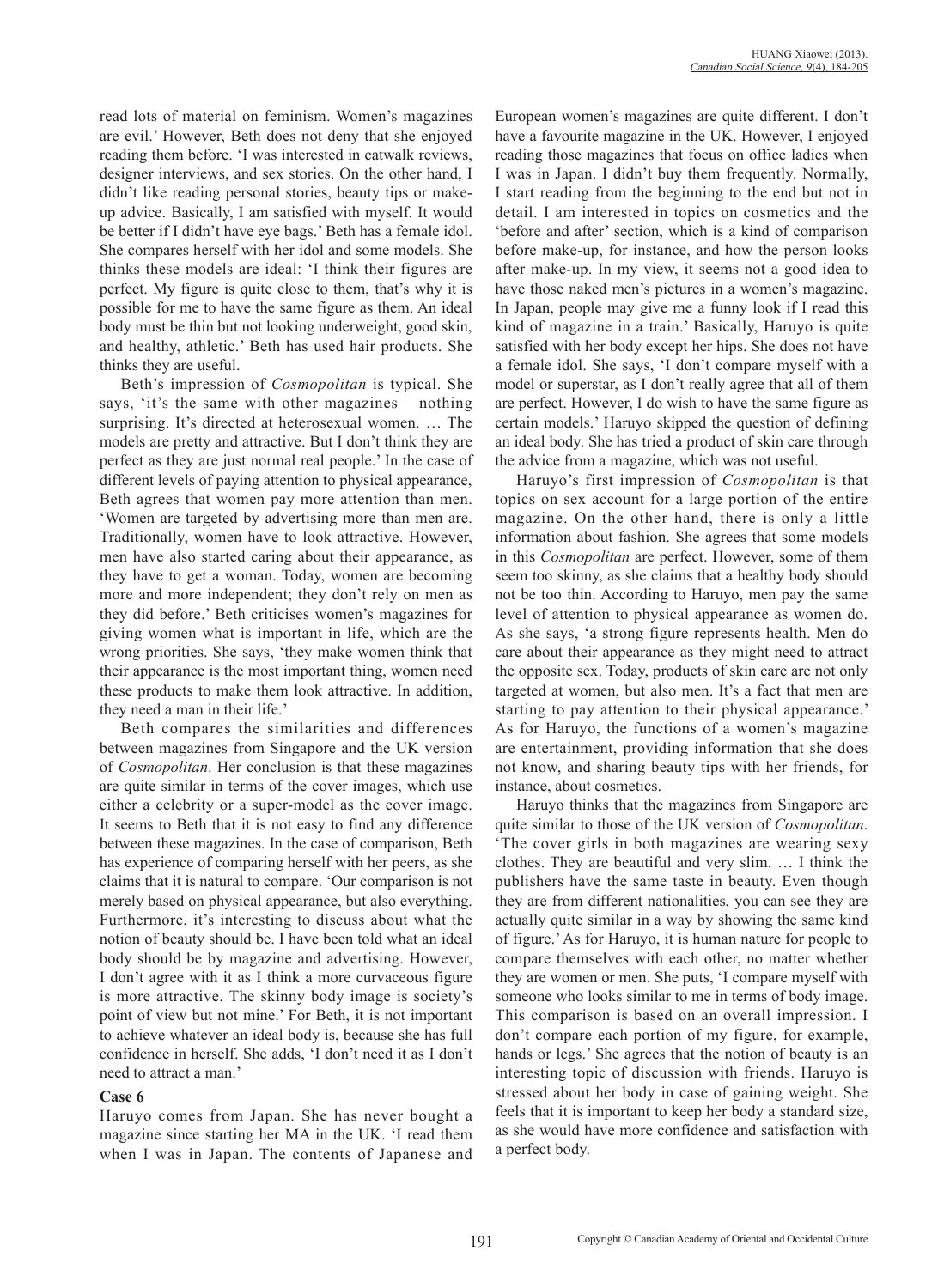read lots of material on feminism. Women's magazines are evil.' However, Beth does not deny that she enjoyed reading them before. 'I was interested in catwalk reviews, designer interviews, and sex stories. On the other hand, I didn't like reading personal stories, beauty tips or make-up advice. Basically, I am satisfied with myself. It would be better if I didn't have eye bags.' Beth has a female idol. She compares herself with her idol and some models. She thinks these models are ideal: 'I think their figures are perfect. My figure is quite close to them, that's why it is possible for me to have the same figure as them. An ideal body must be thin but not looking underweight, good skin, and healthy, athletic.' Beth has used hair products. She thinks they are useful.

Beth's impression of *Cosmopolitan* is typical. She says, 'it's the same with other magazines – nothing surprising. It's directed at heterosexual women. … The models are pretty and attractive. But I don't think they are perfect as they are just normal real people.' In the case of different levels of paying attention to physical appearance, Beth agrees that women pay more attention than men. 'Women are targeted by advertising more than men are. Traditionally, women have to look attractive. However, men have also started caring about their appearance, as they have to get a woman. Today, women are becoming more and more independent; they don't rely on men as they did before.' Beth criticises women's magazines for giving women what is important in life, which are the wrong priorities. She says, 'they make women think that their appearance is the most important thing, women need these products to make them look attractive. In addition, they need a man in their life.'

Beth compares the similarities and differences between magazines from Singapore and the UK version of *Cosmopolitan*. Her conclusion is that these magazines are quite similar in terms of the cover images, which use either a celebrity or a super-model as the cover image. It seems to Beth that it is not easy to find any difference between these magazines. In the case of comparison, Beth has experience of comparing herself with her peers, as she claims that it is natural to compare. 'Our comparison is not merely based on physical appearance, but also everything. Furthermore, it's interesting to discuss about what the notion of beauty should be. I have been told what an ideal body should be by magazine and advertising. However, I don't agree with it as I think a more curvaceous figure is more attractive. The skinny body image is society's point of view but not mine.' For Beth, it is not important to achieve whatever an ideal body is, because she has full confidence in herself. She adds, 'I don't need it as I don't need to attract a man.'

**Case 6**

Haruyo comes from Japan. She has never bought a magazine since starting her MA in the UK. 'I read them when I was in Japan. The contents of Japanese and European women's magazines are quite different. I don't have a favourite magazine in the UK. However, I enjoyed reading those magazines that focus on office ladies when I was in Japan. I didn't buy them frequently. Normally, I start reading from the beginning to the end but not in detail. I am interested in topics on cosmetics and the 'before and after' section, which is a kind of comparison before make-up, for instance, and how the person looks after make-up. In my view, it seems not a good idea to have those naked men's pictures in a women's magazine. In Japan, people may give me a funny look if I read this kind of magazine in a train.' Basically, Haruyo is quite satisfied with her body except her hips. She does not have a female idol. She says, 'I don't compare myself with a model or superstar, as I don't really agree that all of them are perfect. However, I do wish to have the same figure as certain models.' Haruyo skipped the question of defining an ideal body. She has tried a product of skin care through the advice from a magazine, which was not useful.

Haruyo's first impression of *Cosmopolitan* is that topics on sex account for a large portion of the entire magazine. On the other hand, there is only a little information about fashion. She agrees that some models in this *Cosmopolitan* are perfect. However, some of them seem too skinny, as she claims that a healthy body should not be too thin. According to Haruyo, men pay the same level of attention to physical appearance as women do. As she says, 'a strong figure represents health. Men do care about their appearance as they might need to attract the opposite sex. Today, products of skin care are not only targeted at women, but also men. It's a fact that men are starting to pay attention to their physical appearance.' As for Haruyo, the functions of a women's magazine are entertainment, providing information that she does not know, and sharing beauty tips with her friends, for instance, about cosmetics.

Haruyo thinks that the magazines from Singapore are quite similar to those of the UK version of *Cosmopolitan*. 'The cover girls in both magazines are wearing sexy clothes. They are beautiful and very slim. … I think the publishers have the same taste in beauty. Even though they are from different nationalities, you can see they are actually quite similar in a way by showing the same kind of figure.' As for Haruyo, it is human nature for people to compare themselves with each other, no matter whether they are women or men. She puts, 'I compare myself with someone who looks similar to me in terms of body image. This comparison is based on an overall impression. I don't compare each portion of my figure, for example, hands or legs.' She agrees that the notion of beauty is an interesting topic of discussion with friends. Haruyo is stressed about her body in case of gaining weight. She feels that it is important to keep her body a standard size, as she would have more confidence and satisfaction with a perfect body.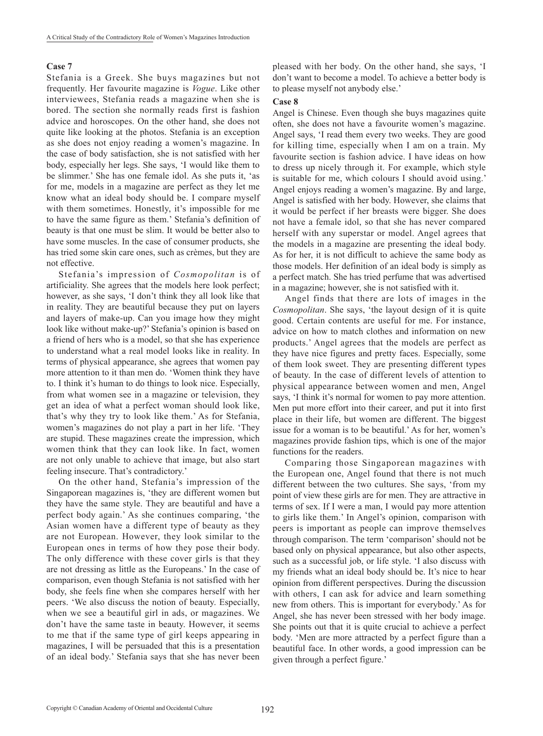**Case 7**

Stefania is a Greek. She buys magazines but not frequently. Her favourite magazine is *Vogue*. Like other interviewees, Stefania reads a magazine when she is bored. The section she normally reads first is fashion advice and horoscopes. On the other hand, she does not quite like looking at the photos. Stefania is an exception as she does not enjoy reading a women's magazine. In the case of body satisfaction, she is not satisfied with her body, especially her legs. She says, 'I would like them to be slimmer.' She has one female idol. As she puts it, 'as for me, models in a magazine are perfect as they let me know what an ideal body should be. I compare myself with them sometimes. Honestly, it's impossible for me to have the same figure as them.' Stefania's definition of beauty is that one must be slim. It would be better also to have some muscles. In the case of consumer products, she has tried some skin care ones, such as crèmes, but they are not effective.

Stefania's impression of *Cosmopolitan* is of artificiality. She agrees that the models here look perfect; however, as she says, 'I don't think they all look like that in reality. They are beautiful because they put on layers and layers of make-up. Can you image how they might look like without make-up?' Stefania's opinion is based on a friend of hers who is a model, so that she has experience to understand what a real model looks like in reality. In terms of physical appearance, she agrees that women pay more attention to it than men do. 'Women think they have to. I think it's human to do things to look nice. Especially, from what women see in a magazine or television, they get an idea of what a perfect woman should look like, that's why they try to look like them.' As for Stefania, women's magazines do not play a part in her life. 'They are stupid. These magazines create the impression, which women think that they can look like. In fact, women are not only unable to achieve that image, but also start feeling insecure. That's contradictory.'

On the other hand, Stefania's impression of the Singaporean magazines is, 'they are different women but they have the same style. They are beautiful and have a perfect body again.' As she continues comparing, 'the Asian women have a different type of beauty as they are not European. However, they look similar to the European ones in terms of how they pose their body. The only difference with these cover girls is that they are not dressing as little as the Europeans.' In the case of comparison, even though Stefania is not satisfied with her body, she feels fine when she compares herself with her peers. 'We also discuss the notion of beauty. Especially, when we see a beautiful girl in ads, or magazines. We don't have the same taste in beauty. However, it seems to me that if the same type of girl keeps appearing in magazines, I will be persuaded that this is a presentation of an ideal body.' Stefania says that she has never been pleased with her body. On the other hand, she says, 'I don't want to become a model. To achieve a better body is to please myself not anybody else.'

**Case 8**

Angel is Chinese. Even though she buys magazines quite often, she does not have a favourite women's magazine. Angel says, 'I read them every two weeks. They are good for killing time, especially when I am on a train. My favourite section is fashion advice. I have ideas on how to dress up nicely through it. For example, which style is suitable for me, which colours I should avoid using.' Angel enjoys reading a women's magazine. By and large, Angel is satisfied with her body. However, she claims that it would be perfect if her breasts were bigger. She does not have a female idol, so that she has never compared herself with any superstar or model. Angel agrees that the models in a magazine are presenting the ideal body. As for her, it is not difficult to achieve the same body as those models. Her definition of an ideal body is simply as a perfect match. She has tried perfume that was advertised in a magazine; however, she is not satisfied with it.

Angel finds that there are lots of images in the *Cosmopolitan*. She says, 'the layout design of it is quite good. Certain contents are useful for me. For instance, advice on how to match clothes and information on new products.' Angel agrees that the models are perfect as they have nice figures and pretty faces. Especially, some of them look sweet. They are presenting different types of beauty. In the case of different levels of attention to physical appearance between women and men, Angel says, 'I think it's normal for women to pay more attention. Men put more effort into their career, and put it into first place in their life, but women are different. The biggest issue for a woman is to be beautiful.' As for her, women's magazines provide fashion tips, which is one of the major functions for the readers.

Comparing those Singaporean magazines with the European one, Angel found that there is not much different between the two cultures. She says, 'from my point of view these girls are for men. They are attractive in terms of sex. If I were a man, I would pay more attention to girls like them.' In Angel's opinion, comparison with peers is important as people can improve themselves through comparison. The term 'comparison' should not be based only on physical appearance, but also other aspects, such as a successful job, or life style. 'I also discuss with my friends what an ideal body should be. It's nice to hear opinion from different perspectives. During the discussion with others, I can ask for advice and learn something new from others. This is important for everybody.' As for Angel, she has never been stressed with her body image. She points out that it is quite crucial to achieve a perfect body. 'Men are more attracted by a perfect figure than a beautiful face. In other words, a good impression can be given through a perfect figure.'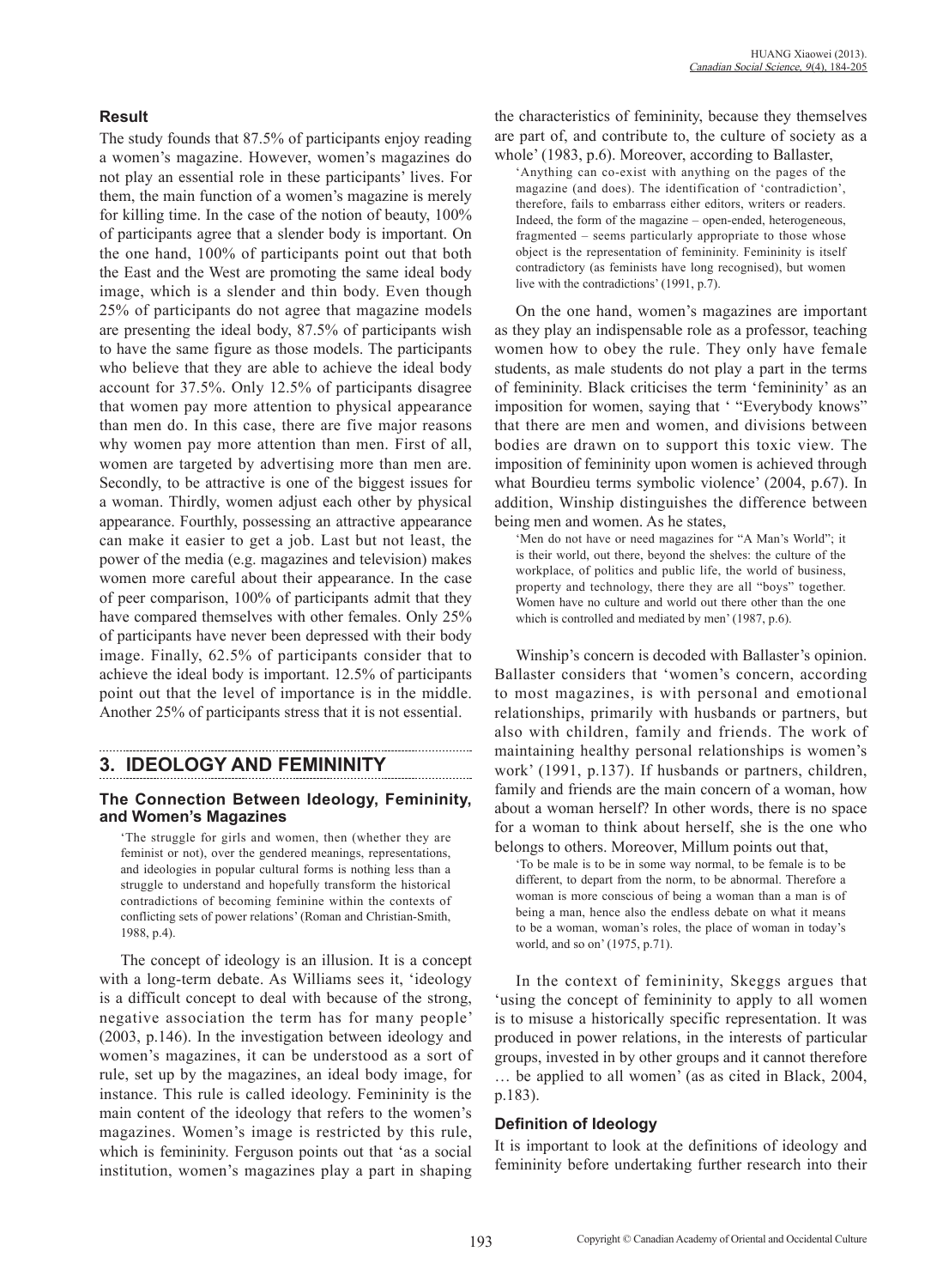### Result

The study founds that 87.5% of participants enjoy reading a women's magazine. However, women's magazines do not play an essential role in these participants' lives. For them, the main function of a women's magazine is merely for killing time. In the case of the notion of beauty, 100% of participants agree that a slender body is important. On the one hand, 100% of participants point out that both the East and the West are promoting the same ideal body image, which is a slender and thin body. Even though 25% of participants do not agree that magazine models are presenting the ideal body, 87.5% of participants wish to have the same figure as those models. The participants who believe that they are able to achieve the ideal body account for 37.5%. Only 12.5% of participants disagree that women pay more attention to physical appearance than men do. In this case, there are five major reasons why women pay more attention than men. First of all, women are targeted by advertising more than men are. Secondly, to be attractive is one of the biggest issues for a woman. Thirdly, women adjust each other by physical appearance. Fourthly, possessing an attractive appearance can make it easier to get a job. Last but not least, the power of the media (e.g. magazines and television) makes women more careful about their appearance. In the case of peer comparison, 100% of participants admit that they have compared themselves with other females. Only 25% of participants have never been depressed with their body image. Finally, 62.5% of participants consider that to achieve the ideal body is important. 12.5% of participants point out that the level of importance is in the middle. Another 25% of participants stress that it is not essential.

## 3. IDEOLOGY AND FEMININITY

### The Connection Between Ideology, Femininity, and Women's Magazines

> 'The struggle for girls and women, then (whether they are feminist or not), over the gendered meanings, representations, and ideologies in popular cultural forms is nothing less than a struggle to understand and hopefully transform the historical contradictions of becoming feminine within the contexts of conflicting sets of power relations' (Roman and Christian-Smith, 1988, p.4).

The concept of ideology is an illusion. It is a concept with a long-term debate. As Williams sees it, 'ideology is a difficult concept to deal with because of the strong, negative association the term has for many people' (2003, p.146). In the investigation between ideology and women's magazines, it can be understood as a sort of rule, set up by the magazines, an ideal body image, for instance. This rule is called ideology. Femininity is the main content of the ideology that refers to the women's magazines. Women's image is restricted by this rule, which is femininity. Ferguson points out that 'as a social institution, women's magazines play a part in shaping the characteristics of femininity, because they themselves are part of, and contribute to, the culture of society as a whole' (1983, p.6). Moreover, according to Ballaster,

> 'Anything can co-exist with anything on the pages of the magazine (and does). The identification of 'contradiction', therefore, fails to embarrass either editors, writers or readers. Indeed, the form of the magazine – open-ended, heterogeneous, fragmented – seems particularly appropriate to those whose object is the representation of femininity. Femininity is itself contradictory (as feminists have long recognised), but women live with the contradictions' (1991, p.7).

On the one hand, women's magazines are important as they play an indispensable role as a professor, teaching women how to obey the rule. They only have female students, as male students do not play a part in the terms of femininity. Black criticises the term 'femininity' as an imposition for women, saying that ' "Everybody knows" that there are men and women, and divisions between bodies are drawn on to support this toxic view. The imposition of femininity upon women is achieved through what Bourdieu terms symbolic violence' (2004, p.67). In addition, Winship distinguishes the difference between being men and women. As he states,

> 'Men do not have or need magazines for "A Man's World"; it is their world, out there, beyond the shelves: the culture of the workplace, of politics and public life, the world of business, property and technology, there they are all "boys" together. Women have no culture and world out there other than the one which is controlled and mediated by men' (1987, p.6).

Winship's concern is decoded with Ballaster's opinion. Ballaster considers that 'women's concern, according to most magazines, is with personal and emotional relationships, primarily with husbands or partners, but also with children, family and friends. The work of maintaining healthy personal relationships is women's work' (1991, p.137). If husbands or partners, children, family and friends are the main concern of a woman, how about a woman herself? In other words, there is no space for a woman to think about herself, she is the one who belongs to others. Moreover, Millum points out that,

> 'To be male is to be in some way normal, to be female is to be different, to depart from the norm, to be abnormal. Therefore a woman is more conscious of being a woman than a man is of being a man, hence also the endless debate on what it means to be a woman, woman's roles, the place of woman in today's world, and so on' (1975, p.71).

In the context of femininity, Skeggs argues that 'using the concept of femininity to apply to all women is to misuse a historically specific representation. It was produced in power relations, in the interests of particular groups, invested in by other groups and it cannot therefore … be applied to all women' (as as cited in Black, 2004, p.183).

### Definition of Ideology

It is important to look at the definitions of ideology and femininity before undertaking further research into their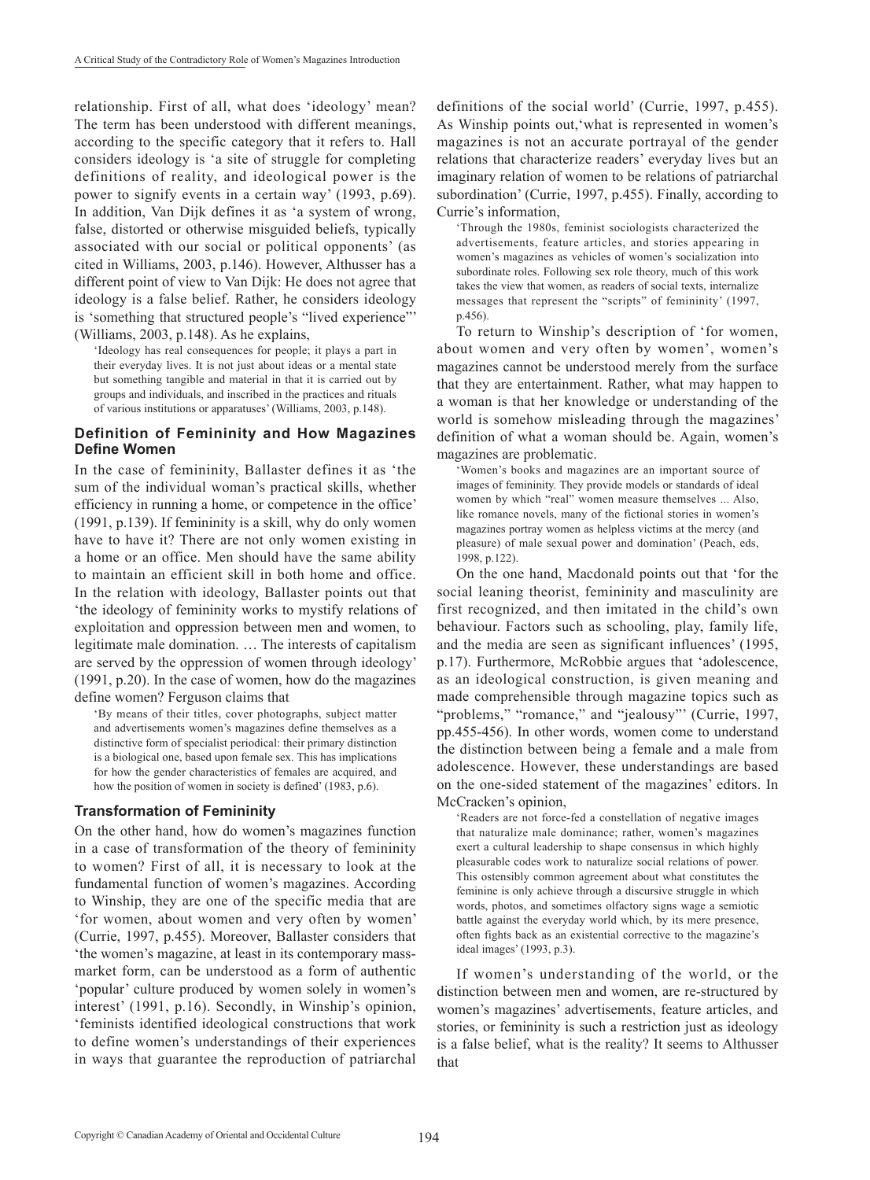relationship. First of all, what does 'ideology' mean? The term has been understood with different meanings, according to the specific category that it refers to. Hall considers ideology is 'a site of struggle for completing definitions of reality, and ideological power is the power to signify events in a certain way' (1993, p.69). In addition, Van Dijk defines it as 'a system of wrong, false, distorted or otherwise misguided beliefs, typically associated with our social or political opponents' (as cited in Williams, 2003, p.146). However, Althusser has a different point of view to Van Dijk: He does not agree that ideology is a false belief. Rather, he considers ideology is 'something that structured people's "lived experience"' (Williams, 2003, p.148). As he explains,

> 'Ideology has real consequences for people; it plays a part in their everyday lives. It is not just about ideas or a mental state but something tangible and material in that it is carried out by groups and individuals, and inscribed in the practices and rituals of various institutions or apparatuses' (Williams, 2003, p.148).

### Definition of Femininity and How Magazines Define Women

In the case of femininity, Ballaster defines it as 'the sum of the individual woman's practical skills, whether efficiency in running a home, or competence in the office' (1991, p.139). If femininity is a skill, why do only women have to have it? There are not only women existing in a home or an office. Men should have the same ability to maintain an efficient skill in both home and office. In the relation with ideology, Ballaster points out that 'the ideology of femininity works to mystify relations of exploitation and oppression between men and women, to legitimate male domination. … The interests of capitalism are served by the oppression of women through ideology' (1991, p.20). In the case of women, how do the magazines define women? Ferguson claims that

> 'By means of their titles, cover photographs, subject matter and advertisements women's magazines define themselves as a distinctive form of specialist periodical: their primary distinction is a biological one, based upon female sex. This has implications for how the gender characteristics of females are acquired, and how the position of women in society is defined' (1983, p.6).

### Transformation of Femininity

On the other hand, how do women's magazines function in a case of transformation of the theory of femininity to women? First of all, it is necessary to look at the fundamental function of women's magazines. According to Winship, they are one of the specific media that are 'for women, about women and very often by women' (Currie, 1997, p.455). Moreover, Ballaster considers that 'the women's magazine, at least in its contemporary mass-market form, can be understood as a form of authentic 'popular' culture produced by women solely in women's interest' (1991, p.16). Secondly, in Winship's opinion, 'feminists identified ideological constructions that work to define women's understandings of their experiences in ways that guarantee the reproduction of patriarchal definitions of the social world' (Currie, 1997, p.455). As Winship points out,'what is represented in women's magazines is not an accurate portrayal of the gender relations that characterize readers' everyday lives but an imaginary relation of women to be relations of patriarchal subordination' (Currie, 1997, p.455). Finally, according to Currie's information,

> 'Through the 1980s, feminist sociologists characterized the advertisements, feature articles, and stories appearing in women's magazines as vehicles of women's socialization into subordinate roles. Following sex role theory, much of this work takes the view that women, as readers of social texts, internalize messages that represent the "scripts" of femininity' (1997, p.456).

To return to Winship's description of 'for women, about women and very often by women', women's magazines cannot be understood merely from the surface that they are entertainment. Rather, what may happen to a woman is that her knowledge or understanding of the world is somehow misleading through the magazines' definition of what a woman should be. Again, women's magazines are problematic.

> 'Women's books and magazines are an important source of images of femininity. They provide models or standards of ideal women by which "real" women measure themselves ... Also, like romance novels, many of the fictional stories in women's magazines portray women as helpless victims at the mercy (and pleasure) of male sexual power and domination' (Peach, eds, 1998, p.122).

On the one hand, Macdonald points out that 'for the social leaning theorist, femininity and masculinity are first recognized, and then imitated in the child's own behaviour. Factors such as schooling, play, family life, and the media are seen as significant influences' (1995, p.17). Furthermore, McRobbie argues that 'adolescence, as an ideological construction, is given meaning and made comprehensible through magazine topics such as "problems," "romance," and "jealousy"' (Currie, 1997, pp.455-456). In other words, women come to understand the distinction between being a female and a male from adolescence. However, these understandings are based on the one-sided statement of the magazines' editors. In McCracken's opinion,

> 'Readers are not force-fed a constellation of negative images that naturalize male dominance; rather, women's magazines exert a cultural leadership to shape consensus in which highly pleasurable codes work to naturalize social relations of power. This ostensibly common agreement about what constitutes the feminine is only achieve through a discursive struggle in which words, photos, and sometimes olfactory signs wage a semiotic battle against the everyday world which, by its mere presence, often fights back as an existential corrective to the magazine's ideal images' (1993, p.3).

If women's understanding of the world, or the distinction between men and women, are re-structured by women's magazines' advertisements, feature articles, and stories, or femininity is such a restriction just as ideology is a false belief, what is the reality? It seems to Althusser that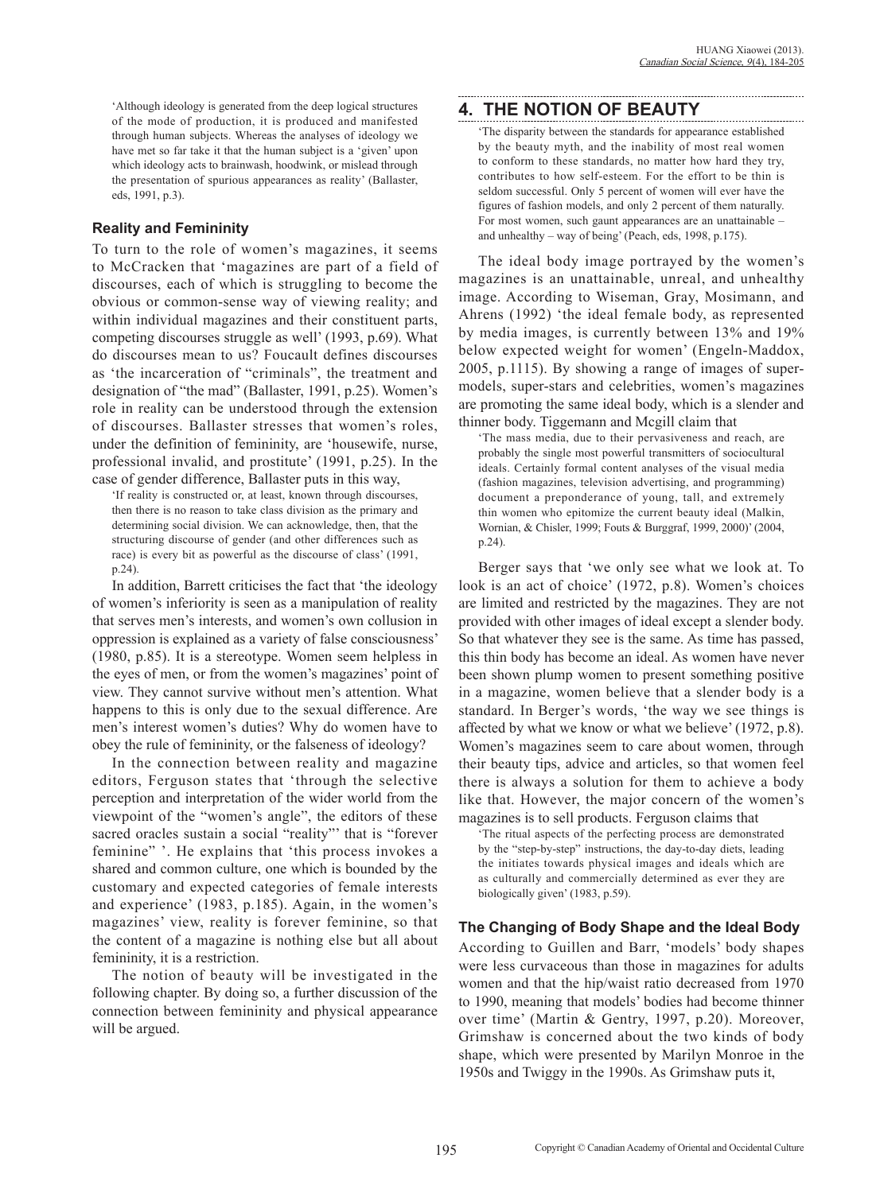> 'Although ideology is generated from the deep logical structures of the mode of production, it is produced and manifested through human subjects. Whereas the analyses of ideology we have met so far take it that the human subject is a 'given' upon which ideology acts to brainwash, hoodwink, or mislead through the presentation of spurious appearances as reality' (Ballaster, eds, 1991, p.3).

### Reality and Femininity

To turn to the role of women's magazines, it seems to McCracken that 'magazines are part of a field of discourses, each of which is struggling to become the obvious or common-sense way of viewing reality; and within individual magazines and their constituent parts, competing discourses struggle as well' (1993, p.69). What do discourses mean to us? Foucault defines discourses as 'the incarceration of "criminals", the treatment and designation of "the mad" (Ballaster, 1991, p.25). Women's role in reality can be understood through the extension of discourses. Ballaster stresses that women's roles, under the definition of femininity, are 'housewife, nurse, professional invalid, and prostitute' (1991, p.25). In the case of gender difference, Ballaster puts in this way,

> 'If reality is constructed or, at least, known through discourses, then there is no reason to take class division as the primary and determining social division. We can acknowledge, then, that the structuring discourse of gender (and other differences such as race) is every bit as powerful as the discourse of class' (1991, p.24).

In addition, Barrett criticises the fact that 'the ideology of women's inferiority is seen as a manipulation of reality that serves men's interests, and women's own collusion in oppression is explained as a variety of false consciousness' (1980, p.85). It is a stereotype. Women seem helpless in the eyes of men, or from the women's magazines' point of view. They cannot survive without men's attention. What happens to this is only due to the sexual difference. Are men's interest women's duties? Why do women have to obey the rule of femininity, or the falseness of ideology?

In the connection between reality and magazine editors, Ferguson states that 'through the selective perception and interpretation of the wider world from the viewpoint of the "women's angle", the editors of these sacred oracles sustain a social "reality"' that is "forever feminine" '. He explains that 'this process invokes a shared and common culture, one which is bounded by the customary and expected categories of female interests and experience' (1983, p.185). Again, in the women's magazines' view, reality is forever feminine, so that the content of a magazine is nothing else but all about femininity, it is a restriction.

The notion of beauty will be investigated in the following chapter. By doing so, a further discussion of the connection between femininity and physical appearance will be argued.

## 4. THE NOTION OF BEAUTY

> 'The disparity between the standards for appearance established by the beauty myth, and the inability of most real women to conform to these standards, no matter how hard they try, contributes to how self-esteem. For the effort to be thin is seldom successful. Only 5 percent of women will ever have the figures of fashion models, and only 2 percent of them naturally. For most women, such gaunt appearances are an unattainable – and unhealthy – way of being' (Peach, eds, 1998, p.175).

The ideal body image portrayed by the women's magazines is an unattainable, unreal, and unhealthy image. According to Wiseman, Gray, Mosimann, and Ahrens (1992) 'the ideal female body, as represented by media images, is currently between 13% and 19% below expected weight for women' (Engeln-Maddox, 2005, p.1115). By showing a range of images of super-models, super-stars and celebrities, women's magazines are promoting the same ideal body, which is a slender and thinner body. Tiggemann and Mcgill claim that

> 'The mass media, due to their pervasiveness and reach, are probably the single most powerful transmitters of sociocultural ideals. Certainly formal content analyses of the visual media (fashion magazines, television advertising, and programming) document a preponderance of young, tall, and extremely thin women who epitomize the current beauty ideal (Malkin, Wornian, & Chisler, 1999; Fouts & Burggraf, 1999, 2000)' (2004, p.24).

Berger says that 'we only see what we look at. To look is an act of choice' (1972, p.8). Women's choices are limited and restricted by the magazines. They are not provided with other images of ideal except a slender body. So that whatever they see is the same. As time has passed, this thin body has become an ideal. As women have never been shown plump women to present something positive in a magazine, women believe that a slender body is a standard. In Berger's words, 'the way we see things is affected by what we know or what we believe' (1972, p.8). Women's magazines seem to care about women, through their beauty tips, advice and articles, so that women feel there is always a solution for them to achieve a body like that. However, the major concern of the women's magazines is to sell products. Ferguson claims that

> 'The ritual aspects of the perfecting process are demonstrated by the "step-by-step" instructions, the day-to-day diets, leading the initiates towards physical images and ideals which are as culturally and commercially determined as ever they are biologically given' (1983, p.59).

### The Changing of Body Shape and the Ideal Body

According to Guillen and Barr, 'models' body shapes were less curvaceous than those in magazines for adults women and that the hip/waist ratio decreased from 1970 to 1990, meaning that models' bodies had become thinner over time' (Martin & Gentry, 1997, p.20). Moreover, Grimshaw is concerned about the two kinds of body shape, which were presented by Marilyn Monroe in the 1950s and Twiggy in the 1990s. As Grimshaw puts it,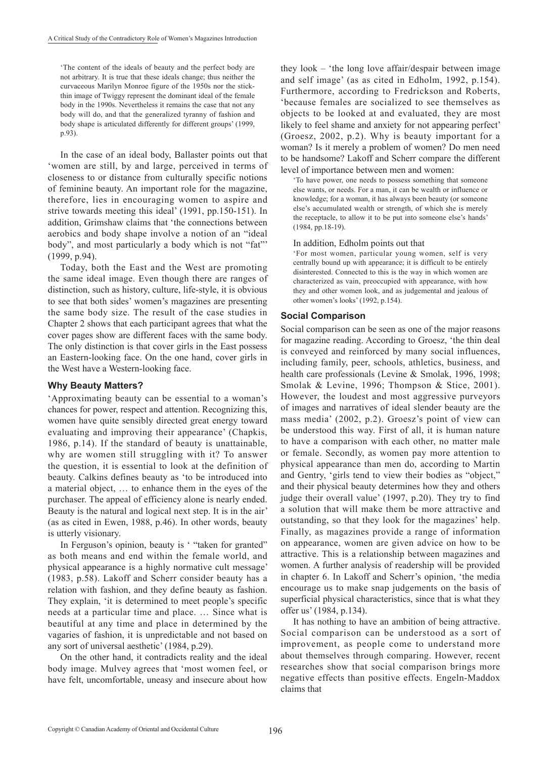> 'The content of the ideals of beauty and the perfect body are not arbitrary. It is true that these ideals change; thus neither the curvaceous Marilyn Monroe figure of the 1950s nor the stick-thin image of Twiggy represent the dominant ideal of the female body in the 1990s. Nevertheless it remains the case that not any body will do, and that the generalized tyranny of fashion and body shape is articulated differently for different groups' (1999, p.93).

In the case of an ideal body, Ballaster points out that 'women are still, by and large, perceived in terms of closeness to or distance from culturally specific notions of feminine beauty. An important role for the magazine, therefore, lies in encouraging women to aspire and strive towards meeting this ideal' (1991, pp.150-151). In addition, Grimshaw claims that 'the connections between aerobics and body shape involve a notion of an "ideal body", and most particularly a body which is not "fat"' (1999, p.94).

Today, both the East and the West are promoting the same ideal image. Even though there are ranges of distinction, such as history, culture, life-style, it is obvious to see that both sides' women's magazines are presenting the same body size. The result of the case studies in Chapter 2 shows that each participant agrees that what the cover pages show are different faces with the same body. The only distinction is that cover girls in the East possess an Eastern-looking face. On the one hand, cover girls in the West have a Western-looking face.

### Why Beauty Matters?

'Approximating beauty can be essential to a woman's chances for power, respect and attention. Recognizing this, women have quite sensibly directed great energy toward evaluating and improving their appearance' (Chapkis, 1986, p.14). If the standard of beauty is unattainable, why are women still struggling with it? To answer the question, it is essential to look at the definition of beauty. Calkins defines beauty as 'to be introduced into a material object, … to enhance them in the eyes of the purchaser. The appeal of efficiency alone is nearly ended. Beauty is the natural and logical next step. It is in the air' (as as cited in Ewen, 1988, p.46). In other words, beauty is utterly visionary.

In Ferguson's opinion, beauty is ' "taken for granted" as both means and end within the female world, and physical appearance is a highly normative cult message' (1983, p.58). Lakoff and Scherr consider beauty has a relation with fashion, and they define beauty as fashion. They explain, 'it is determined to meet people's specific needs at a particular time and place. … Since what is beautiful at any time and place in determined by the vagaries of fashion, it is unpredictable and not based on any sort of universal aesthetic' (1984, p.29).

On the other hand, it contradicts reality and the ideal body image. Mulvey agrees that 'most women feel, or have felt, uncomfortable, uneasy and insecure about how they look – 'the long love affair/despair between image and self image' (as as cited in Edholm, 1992, p.154). Furthermore, according to Fredrickson and Roberts, 'because females are socialized to see themselves as objects to be looked at and evaluated, they are most likely to feel shame and anxiety for not appearing perfect' (Groesz, 2002, p.2). Why is beauty important for a woman? Is it merely a problem of women? Do men need to be handsome? Lakoff and Scherr compare the different level of importance between men and women:

> 'To have power, one needs to possess something that someone else wants, or needs. For a man, it can be wealth or influence or knowledge; for a woman, it has always been beauty (or someone else's accumulated wealth or strength, of which she is merely the receptacle, to allow it to be put into someone else's hands' (1984, pp.18-19).

In addition, Edholm points out that

> 'For most women, particular young women, self is very centrally bound up with appearance; it is difficult to be entirely disinterested. Connected to this is the way in which women are characterized as vain, preoccupied with appearance, with how they and other women look, and as judgemental and jealous of other women's looks' (1992, p.154).

### Social Comparison

Social comparison can be seen as one of the major reasons for magazine reading. According to Groesz, 'the thin deal is conveyed and reinforced by many social influences, including family, peer, schools, athletics, business, and health care professionals (Levine & Smolak, 1996, 1998; Smolak & Levine, 1996; Thompson & Stice, 2001). However, the loudest and most aggressive purveyors of images and narratives of ideal slender beauty are the mass media' (2002, p.2). Groesz's point of view can be understood this way. First of all, it is human nature to have a comparison with each other, no matter male or female. Secondly, as women pay more attention to physical appearance than men do, according to Martin and Gentry, 'girls tend to view their bodies as "object," and their physical beauty determines how they and others judge their overall value' (1997, p.20). They try to find a solution that will make them be more attractive and outstanding, so that they look for the magazines' help. Finally, as magazines provide a range of information on appearance, women are given advice on how to be attractive. This is a relationship between magazines and women. A further analysis of readership will be provided in chapter 6. In Lakoff and Scherr's opinion, 'the media encourage us to make snap judgements on the basis of superficial physical characteristics, since that is what they offer us' (1984, p.134).

It has nothing to have an ambition of being attractive. Social comparison can be understood as a sort of improvement, as people come to understand more about themselves through comparing. However, recent researches show that social comparison brings more negative effects than positive effects. Engeln-Maddox claims that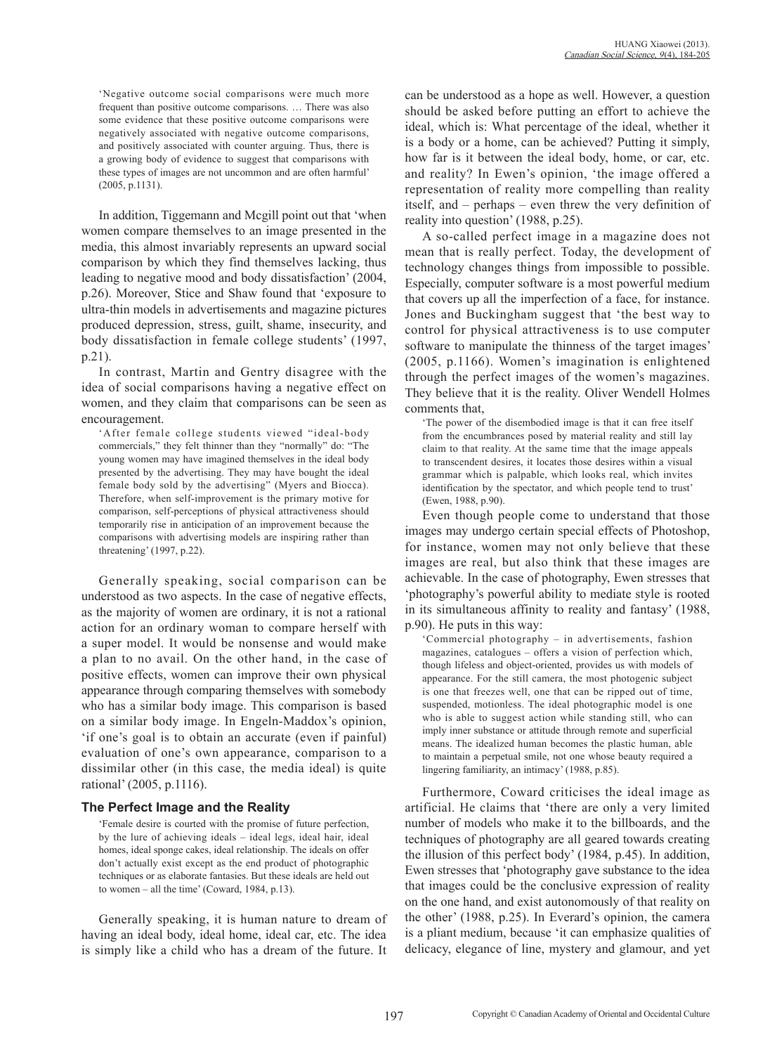> 'Negative outcome social comparisons were much more frequent than positive outcome comparisons. … There was also some evidence that these positive outcome comparisons were negatively associated with negative outcome comparisons, and positively associated with counter arguing. Thus, there is a growing body of evidence to suggest that comparisons with these types of images are not uncommon and are often harmful' (2005, p.1131).

In addition, Tiggemann and Mcgill point out that 'when women compare themselves to an image presented in the media, this almost invariably represents an upward social comparison by which they find themselves lacking, thus leading to negative mood and body dissatisfaction' (2004, p.26). Moreover, Stice and Shaw found that 'exposure to ultra-thin models in advertisements and magazine pictures produced depression, stress, guilt, shame, insecurity, and body dissatisfaction in female college students' (1997, p.21).

In contrast, Martin and Gentry disagree with the idea of social comparisons having a negative effect on women, and they claim that comparisons can be seen as encouragement.

> 'After female college students viewed "ideal-body commercials," they felt thinner than they "normally" do: "The young women may have imagined themselves in the ideal body presented by the advertising. They may have bought the ideal female body sold by the advertising" (Myers and Biocca). Therefore, when self-improvement is the primary motive for comparison, self-perceptions of physical attractiveness should temporarily rise in anticipation of an improvement because the comparisons with advertising models are inspiring rather than threatening' (1997, p.22).

Generally speaking, social comparison can be understood as two aspects. In the case of negative effects, as the majority of women are ordinary, it is not a rational action for an ordinary woman to compare herself with a super model. It would be nonsense and would make a plan to no avail. On the other hand, in the case of positive effects, women can improve their own physical appearance through comparing themselves with somebody who has a similar body image. This comparison is based on a similar body image. In Engeln-Maddox's opinion, 'if one's goal is to obtain an accurate (even if painful) evaluation of one's own appearance, comparison to a dissimilar other (in this case, the media ideal) is quite rational' (2005, p.1116).

### The Perfect Image and the Reality

> 'Female desire is courted with the promise of future perfection, by the lure of achieving ideals – ideal legs, ideal hair, ideal homes, ideal sponge cakes, ideal relationship. The ideals on offer don't actually exist except as the end product of photographic techniques or as elaborate fantasies. But these ideals are held out to women – all the time' (Coward, 1984, p.13).

Generally speaking, it is human nature to dream of having an ideal body, ideal home, ideal car, etc. The idea is simply like a child who has a dream of the future. It can be understood as a hope as well. However, a question should be asked before putting an effort to achieve the ideal, which is: What percentage of the ideal, whether it is a body or a home, can be achieved? Putting it simply, how far is it between the ideal body, home, or car, etc. and reality? In Ewen's opinion, 'the image offered a representation of reality more compelling than reality itself, and – perhaps – even threw the very definition of reality into question' (1988, p.25).

A so-called perfect image in a magazine does not mean that is really perfect. Today, the development of technology changes things from impossible to possible. Especially, computer software is a most powerful medium that covers up all the imperfection of a face, for instance. Jones and Buckingham suggest that 'the best way to control for physical attractiveness is to use computer software to manipulate the thinness of the target images' (2005, p.1166). Women's imagination is enlightened through the perfect images of the women's magazines. They believe that it is the reality. Oliver Wendell Holmes comments that,

> 'The power of the disembodied image is that it can free itself from the encumbrances posed by material reality and still lay claim to that reality. At the same time that the image appeals to transcendent desires, it locates those desires within a visual grammar which is palpable, which looks real, which invites identification by the spectator, and which people tend to trust' (Ewen, 1988, p.90).

Even though people come to understand that those images may undergo certain special effects of Photoshop, for instance, women may not only believe that these images are real, but also think that these images are achievable. In the case of photography, Ewen stresses that 'photography's powerful ability to mediate style is rooted in its simultaneous affinity to reality and fantasy' (1988, p.90). He puts in this way:

> 'Commercial photography – in advertisements, fashion magazines, catalogues – offers a vision of perfection which, though lifeless and object-oriented, provides us with models of appearance. For the still camera, the most photogenic subject is one that freezes well, one that can be ripped out of time, suspended, motionless. The ideal photographic model is one who is able to suggest action while standing still, who can imply inner substance or attitude through remote and superficial means. The idealized human becomes the plastic human, able to maintain a perpetual smile, not one whose beauty required a lingering familiarity, an intimacy' (1988, p.85).

Furthermore, Coward criticises the ideal image as artificial. He claims that 'there are only a very limited number of models who make it to the billboards, and the techniques of photography are all geared towards creating the illusion of this perfect body' (1984, p.45). In addition, Ewen stresses that 'photography gave substance to the idea that images could be the conclusive expression of reality on the one hand, and exist autonomously of that reality on the other' (1988, p.25). In Everard's opinion, the camera is a pliant medium, because 'it can emphasize qualities of delicacy, elegance of line, mystery and glamour, and yet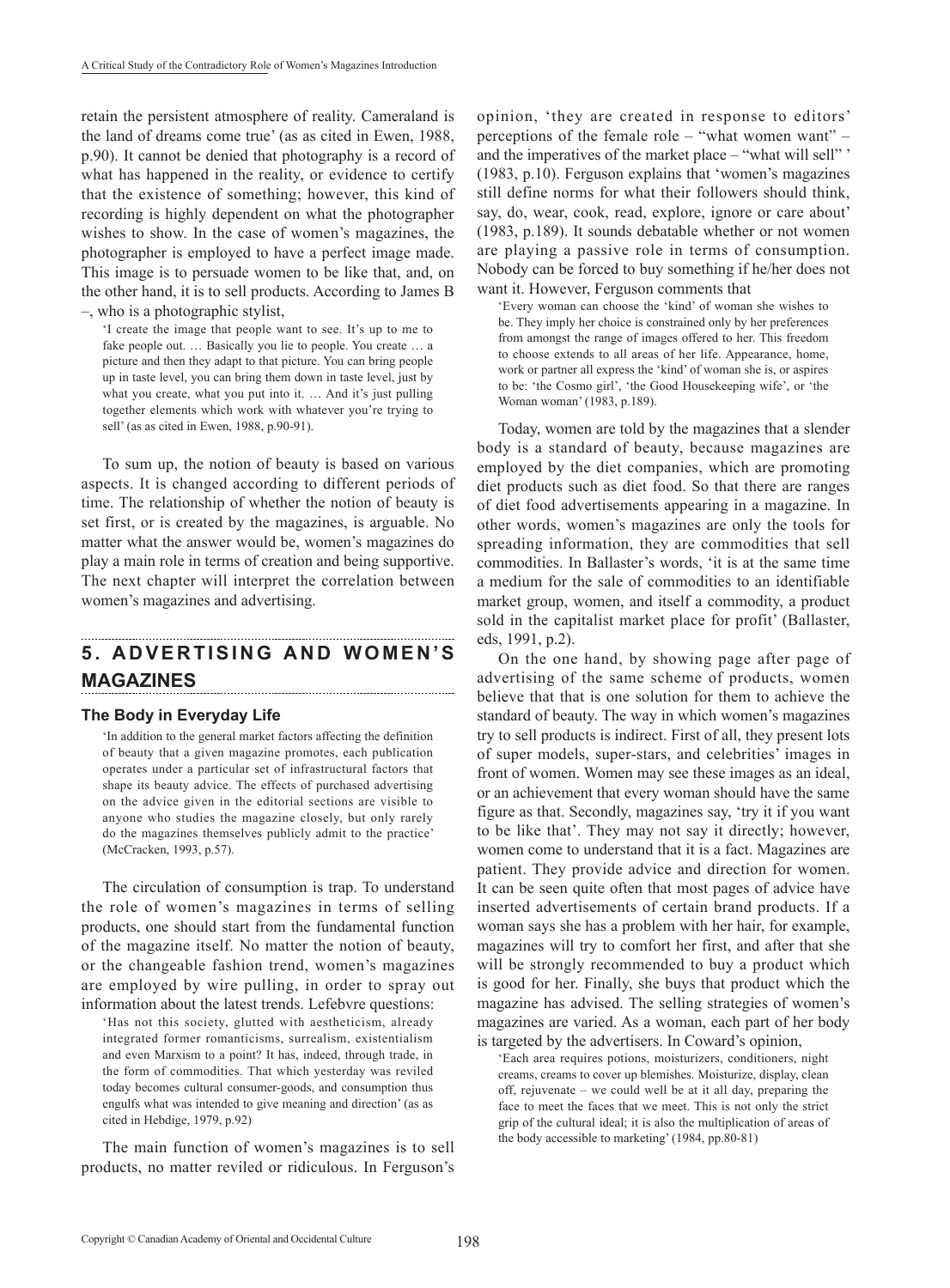retain the persistent atmosphere of reality. Cameraland is the land of dreams come true' (as as cited in Ewen, 1988, p.90). It cannot be denied that photography is a record of what has happened in the reality, or evidence to certify that the existence of something; however, this kind of recording is highly dependent on what the photographer wishes to show. In the case of women's magazines, the photographer is employed to have a perfect image made. This image is to persuade women to be like that, and, on the other hand, it is to sell products. According to James B –, who is a photographic stylist,

> 'I create the image that people want to see. It's up to me to fake people out. … Basically you lie to people. You create … a picture and then they adapt to that picture. You can bring people up in taste level, you can bring them down in taste level, just by what you create, what you put into it. … And it's just pulling together elements which work with whatever you're trying to sell' (as as cited in Ewen, 1988, p.90-91).

To sum up, the notion of beauty is based on various aspects. It is changed according to different periods of time. The relationship of whether the notion of beauty is set first, or is created by the magazines, is arguable. No matter what the answer would be, women's magazines do play a main role in terms of creation and being supportive. The next chapter will interpret the correlation between women's magazines and advertising.

## 5. ADVERTISING AND WOMEN'S MAGAZINES

### The Body in Everyday Life

> 'In addition to the general market factors affecting the definition of beauty that a given magazine promotes, each publication operates under a particular set of infrastructural factors that shape its beauty advice. The effects of purchased advertising on the advice given in the editorial sections are visible to anyone who studies the magazine closely, but only rarely do the magazines themselves publicly admit to the practice' (McCracken, 1993, p.57).

The circulation of consumption is trap. To understand the role of women's magazines in terms of selling products, one should start from the fundamental function of the magazine itself. No matter the notion of beauty, or the changeable fashion trend, women's magazines are employed by wire pulling, in order to spray out information about the latest trends. Lefebvre questions:

> 'Has not this society, glutted with aestheticism, already integrated former romanticisms, surrealism, existentialism and even Marxism to a point? It has, indeed, through trade, in the form of commodities. That which yesterday was reviled today becomes cultural consumer-goods, and consumption thus engulfs what was intended to give meaning and direction' (as as cited in Hebdige, 1979, p.92)

The main function of women's magazines is to sell products, no matter reviled or ridiculous. In Ferguson's opinion, 'they are created in response to editors' perceptions of the female role – "what women want" – and the imperatives of the market place – "what will sell" ' (1983, p.10). Ferguson explains that 'women's magazines still define norms for what their followers should think, say, do, wear, cook, read, explore, ignore or care about' (1983, p.189). It sounds debatable whether or not women are playing a passive role in terms of consumption. Nobody can be forced to buy something if he/her does not want it. However, Ferguson comments that

> 'Every woman can choose the 'kind' of woman she wishes to be. They imply her choice is constrained only by her preferences from amongst the range of images offered to her. This freedom to choose extends to all areas of her life. Appearance, home, work or partner all express the 'kind' of woman she is, or aspires to be: 'the Cosmo girl', 'the Good Housekeeping wife', or 'the Woman woman' (1983, p.189).

Today, women are told by the magazines that a slender body is a standard of beauty, because magazines are employed by the diet companies, which are promoting diet products such as diet food. So that there are ranges of diet food advertisements appearing in a magazine. In other words, women's magazines are only the tools for spreading information, they are commodities that sell commodities. In Ballaster's words, 'it is at the same time a medium for the sale of commodities to an identifiable market group, women, and itself a commodity, a product sold in the capitalist market place for profit' (Ballaster, eds, 1991, p.2).

On the one hand, by showing page after page of advertising of the same scheme of products, women believe that that is one solution for them to achieve the standard of beauty. The way in which women's magazines try to sell products is indirect. First of all, they present lots of super models, super-stars, and celebrities' images in front of women. Women may see these images as an ideal, or an achievement that every woman should have the same figure as that. Secondly, magazines say, 'try it if you want to be like that'. They may not say it directly; however, women come to understand that it is a fact. Magazines are patient. They provide advice and direction for women. It can be seen quite often that most pages of advice have inserted advertisements of certain brand products. If a woman says she has a problem with her hair, for example, magazines will try to comfort her first, and after that she will be strongly recommended to buy a product which is good for her. Finally, she buys that product which the magazine has advised. The selling strategies of women's magazines are varied. As a woman, each part of her body is targeted by the advertisers. In Coward's opinion,

> 'Each area requires potions, moisturizers, conditioners, night creams, creams to cover up blemishes. Moisturize, display, clean off, rejuvenate – we could well be at it all day, preparing the face to meet the faces that we meet. This is not only the strict grip of the cultural ideal; it is also the multiplication of areas of the body accessible to marketing' (1984, pp.80-81)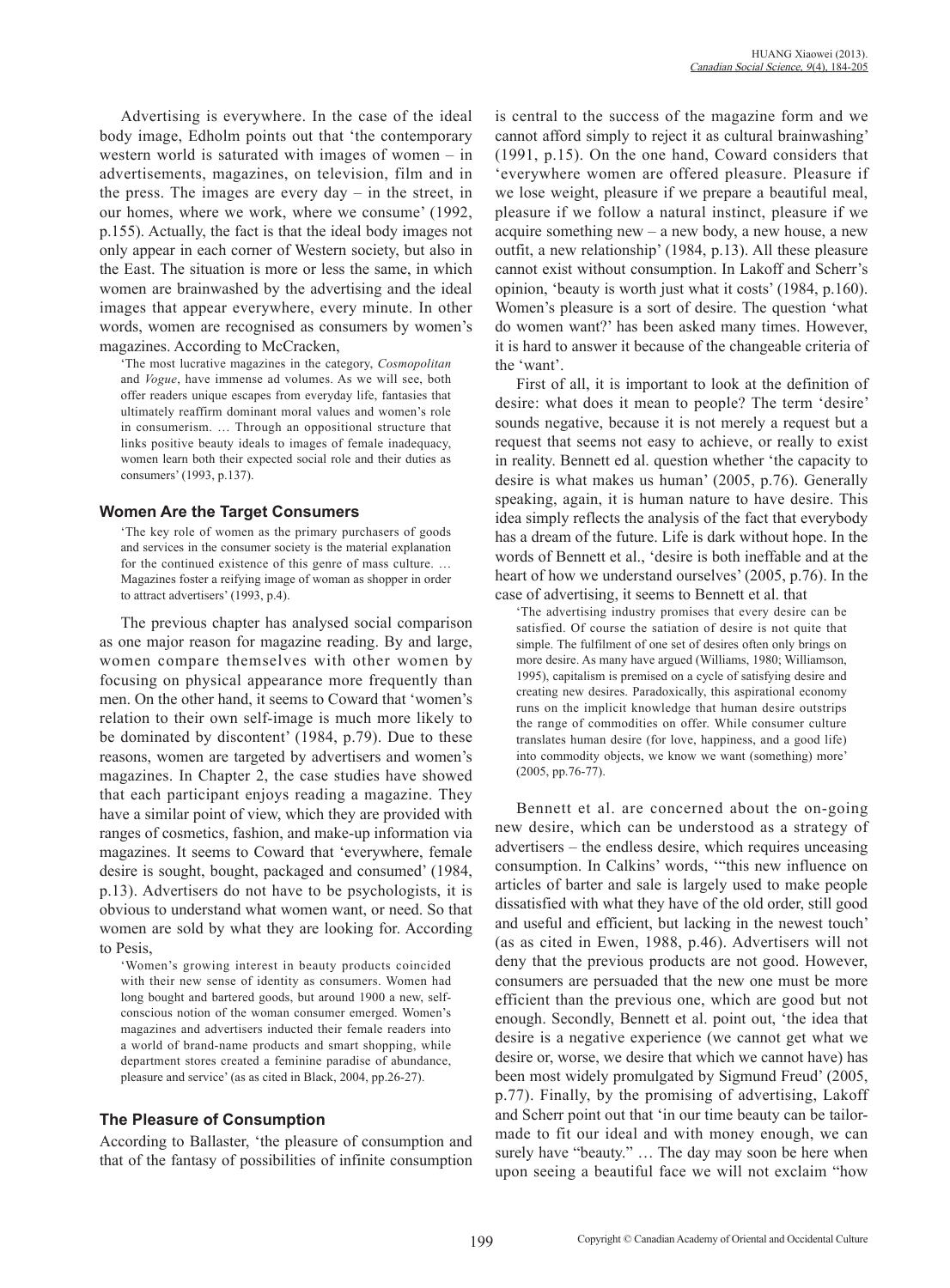Advertising is everywhere. In the case of the ideal body image, Edholm points out that 'the contemporary western world is saturated with images of women – in advertisements, magazines, on television, film and in the press. The images are every day – in the street, in our homes, where we work, where we consume' (1992, p.155). Actually, the fact is that the ideal body images not only appear in each corner of Western society, but also in the East. The situation is more or less the same, in which women are brainwashed by the advertising and the ideal images that appear everywhere, every minute. In other words, women are recognised as consumers by women's magazines. According to McCracken,

> 'The most lucrative magazines in the category, *Cosmopolitan* and *Vogue*, have immense ad volumes. As we will see, both offer readers unique escapes from everyday life, fantasies that ultimately reaffirm dominant moral values and women's role in consumerism. … Through an oppositional structure that links positive beauty ideals to images of female inadequacy, women learn both their expected social role and their duties as consumers' (1993, p.137).

### Women Are the Target Consumers

> 'The key role of women as the primary purchasers of goods and services in the consumer society is the material explanation for the continued existence of this genre of mass culture. … Magazines foster a reifying image of woman as shopper in order to attract advertisers' (1993, p.4).

The previous chapter has analysed social comparison as one major reason for magazine reading. By and large, women compare themselves with other women by focusing on physical appearance more frequently than men. On the other hand, it seems to Coward that 'women's relation to their own self-image is much more likely to be dominated by discontent' (1984, p.79). Due to these reasons, women are targeted by advertisers and women's magazines. In Chapter 2, the case studies have showed that each participant enjoys reading a magazine. They have a similar point of view, which they are provided with ranges of cosmetics, fashion, and make-up information via magazines. It seems to Coward that 'everywhere, female desire is sought, bought, packaged and consumed' (1984, p.13). Advertisers do not have to be psychologists, it is obvious to understand what women want, or need. So that women are sold by what they are looking for. According to Pesis,

> 'Women's growing interest in beauty products coincided with their new sense of identity as consumers. Women had long bought and bartered goods, but around 1900 a new, self-conscious notion of the woman consumer emerged. Women's magazines and advertisers inducted their female readers into a world of brand-name products and smart shopping, while department stores created a feminine paradise of abundance, pleasure and service' (as as cited in Black, 2004, pp.26-27).

### The Pleasure of Consumption

According to Ballaster, 'the pleasure of consumption and that of the fantasy of possibilities of infinite consumption is central to the success of the magazine form and we cannot afford simply to reject it as cultural brainwashing' (1991, p.15). On the one hand, Coward considers that 'everywhere women are offered pleasure. Pleasure if we lose weight, pleasure if we prepare a beautiful meal, pleasure if we follow a natural instinct, pleasure if we acquire something new – a new body, a new house, a new outfit, a new relationship' (1984, p.13). All these pleasure cannot exist without consumption. In Lakoff and Scherr's opinion, 'beauty is worth just what it costs' (1984, p.160). Women's pleasure is a sort of desire. The question 'what do women want?' has been asked many times. However, it is hard to answer it because of the changeable criteria of the 'want'.

First of all, it is important to look at the definition of desire: what does it mean to people? The term 'desire' sounds negative, because it is not merely a request but a request that seems not easy to achieve, or really to exist in reality. Bennett ed al. question whether 'the capacity to desire is what makes us human' (2005, p.76). Generally speaking, again, it is human nature to have desire. This idea simply reflects the analysis of the fact that everybody has a dream of the future. Life is dark without hope. In the words of Bennett et al., 'desire is both ineffable and at the heart of how we understand ourselves' (2005, p.76). In the case of advertising, it seems to Bennett et al. that

> 'The advertising industry promises that every desire can be satisfied. Of course the satiation of desire is not quite that simple. The fulfilment of one set of desires often only brings on more desire. As many have argued (Williams, 1980; Williamson, 1995), capitalism is premised on a cycle of satisfying desire and creating new desires. Paradoxically, this aspirational economy runs on the implicit knowledge that human desire outstrips the range of commodities on offer. While consumer culture translates human desire (for love, happiness, and a good life) into commodity objects, we know we want (something) more' (2005, pp.76-77).

Bennett et al. are concerned about the on-going new desire, which can be understood as a strategy of advertisers – the endless desire, which requires unceasing consumption. In Calkins' words, '"this new influence on articles of barter and sale is largely used to make people dissatisfied with what they have of the old order, still good and useful and efficient, but lacking in the newest touch' (as as cited in Ewen, 1988, p.46). Advertisers will not deny that the previous products are not good. However, consumers are persuaded that the new one must be more efficient than the previous one, which are good but not enough. Secondly, Bennett et al. point out, 'the idea that desire is a negative experience (we cannot get what we desire or, worse, we desire that which we cannot have) has been most widely promulgated by Sigmund Freud' (2005, p.77). Finally, by the promising of advertising, Lakoff and Scherr point out that 'in our time beauty can be tailor-made to fit our ideal and with money enough, we can surely have "beauty." … The day may soon be here when upon seeing a beautiful face we will not exclaim "how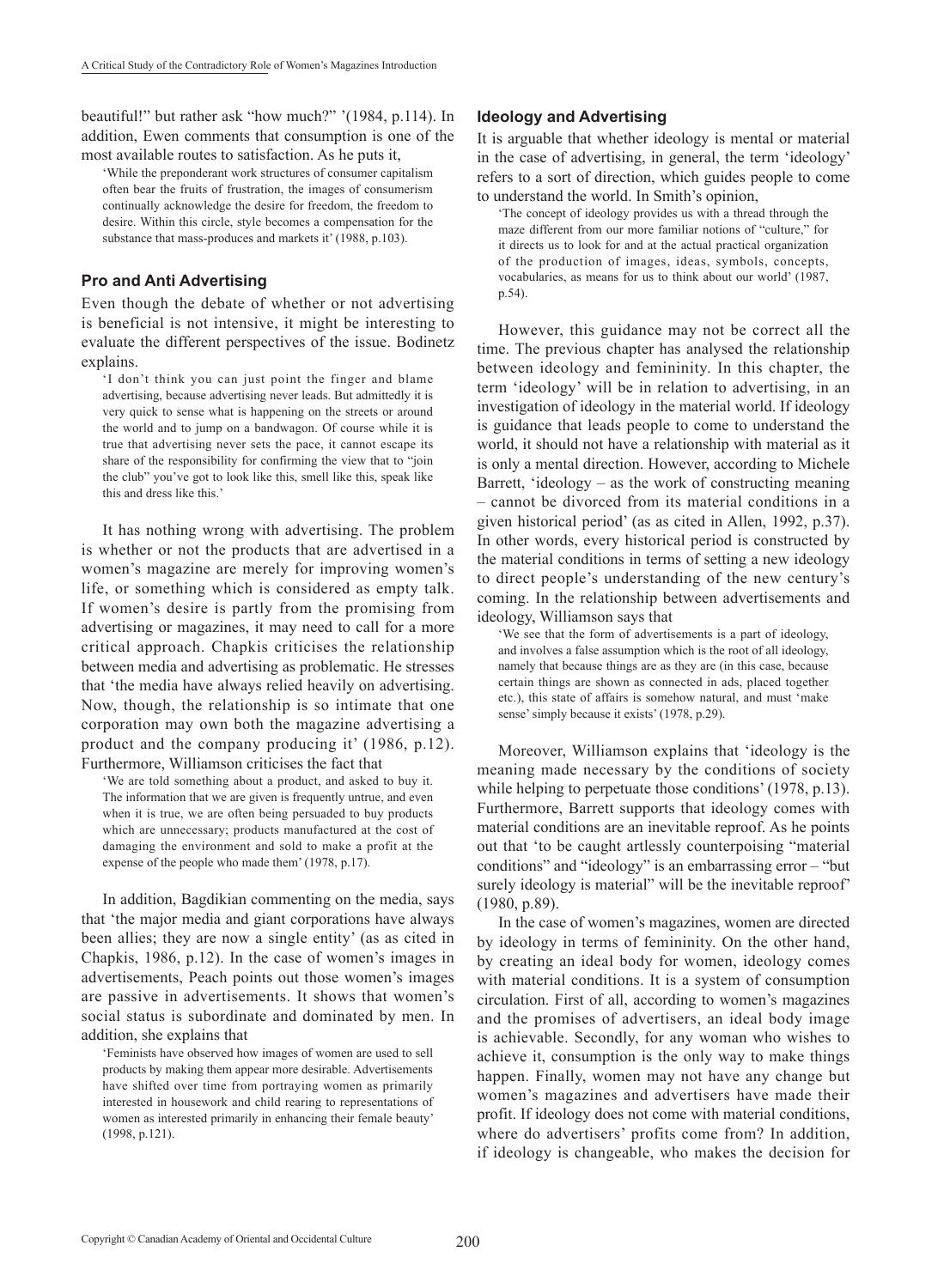beautiful!" but rather ask "how much?" '(1984, p.114). In addition, Ewen comments that consumption is one of the most available routes to satisfaction. As he puts it,

> 'While the preponderant work structures of consumer capitalism often bear the fruits of frustration, the images of consumerism continually acknowledge the desire for freedom, the freedom to desire. Within this circle, style becomes a compensation for the substance that mass-produces and markets it' (1988, p.103).

### Pro and Anti Advertising

Even though the debate of whether or not advertising is beneficial is not intensive, it might be interesting to evaluate the different perspectives of the issue. Bodinetz explains.

> 'I don't think you can just point the finger and blame advertising, because advertising never leads. But admittedly it is very quick to sense what is happening on the streets or around the world and to jump on a bandwagon. Of course while it is true that advertising never sets the pace, it cannot escape its share of the responsibility for confirming the view that to "join the club" you've got to look like this, smell like this, speak like this and dress like this.'

It has nothing wrong with advertising. The problem is whether or not the products that are advertised in a women's magazine are merely for improving women's life, or something which is considered as empty talk. If women's desire is partly from the promising from advertising or magazines, it may need to call for a more critical approach. Chapkis criticises the relationship between media and advertising as problematic. He stresses that 'the media have always relied heavily on advertising. Now, though, the relationship is so intimate that one corporation may own both the magazine advertising a product and the company producing it' (1986, p.12). Furthermore, Williamson criticises the fact that

> 'We are told something about a product, and asked to buy it. The information that we are given is frequently untrue, and even when it is true, we are often being persuaded to buy products which are unnecessary; products manufactured at the cost of damaging the environment and sold to make a profit at the expense of the people who made them' (1978, p.17).

In addition, Bagdikian commenting on the media, says that 'the major media and giant corporations have always been allies; they are now a single entity' (as as cited in Chapkis, 1986, p.12). In the case of women's images in advertisements, Peach points out those women's images are passive in advertisements. It shows that women's social status is subordinate and dominated by men. In addition, she explains that

> 'Feminists have observed how images of women are used to sell products by making them appear more desirable. Advertisements have shifted over time from portraying women as primarily interested in housework and child rearing to representations of women as interested primarily in enhancing their female beauty' (1998, p.121).

### Ideology and Advertising

It is arguable that whether ideology is mental or material in the case of advertising, in general, the term 'ideology' refers to a sort of direction, which guides people to come to understand the world. In Smith's opinion,

> 'The concept of ideology provides us with a thread through the maze different from our more familiar notions of "culture," for it directs us to look for and at the actual practical organization of the production of images, ideas, symbols, concepts, vocabularies, as means for us to think about our world' (1987, p.54).

However, this guidance may not be correct all the time. The previous chapter has analysed the relationship between ideology and femininity. In this chapter, the term 'ideology' will be in relation to advertising, in an investigation of ideology in the material world. If ideology is guidance that leads people to come to understand the world, it should not have a relationship with material as it is only a mental direction. However, according to Michele Barrett, 'ideology – as the work of constructing meaning – cannot be divorced from its material conditions in a given historical period' (as as cited in Allen, 1992, p.37). In other words, every historical period is constructed by the material conditions in terms of setting a new ideology to direct people's understanding of the new century's coming. In the relationship between advertisements and ideology, Williamson says that

> 'We see that the form of advertisements is a part of ideology, and involves a false assumption which is the root of all ideology, namely that because things are as they are (in this case, because certain things are shown as connected in ads, placed together etc.), this state of affairs is somehow natural, and must 'make sense' simply because it exists' (1978, p.29).

Moreover, Williamson explains that 'ideology is the meaning made necessary by the conditions of society while helping to perpetuate those conditions' (1978, p.13). Furthermore, Barrett supports that ideology comes with material conditions are an inevitable reproof. As he points out that 'to be caught artlessly counterpoising "material conditions" and "ideology" is an embarrassing error – "but surely ideology is material" will be the inevitable reproof' (1980, p.89).

In the case of women's magazines, women are directed by ideology in terms of femininity. On the other hand, by creating an ideal body for women, ideology comes with material conditions. It is a system of consumption circulation. First of all, according to women's magazines and the promises of advertisers, an ideal body image is achievable. Secondly, for any woman who wishes to achieve it, consumption is the only way to make things happen. Finally, women may not have any change but women's magazines and advertisers have made their profit. If ideology does not come with material conditions, where do advertisers' profits come from? In addition, if ideology is changeable, who makes the decision for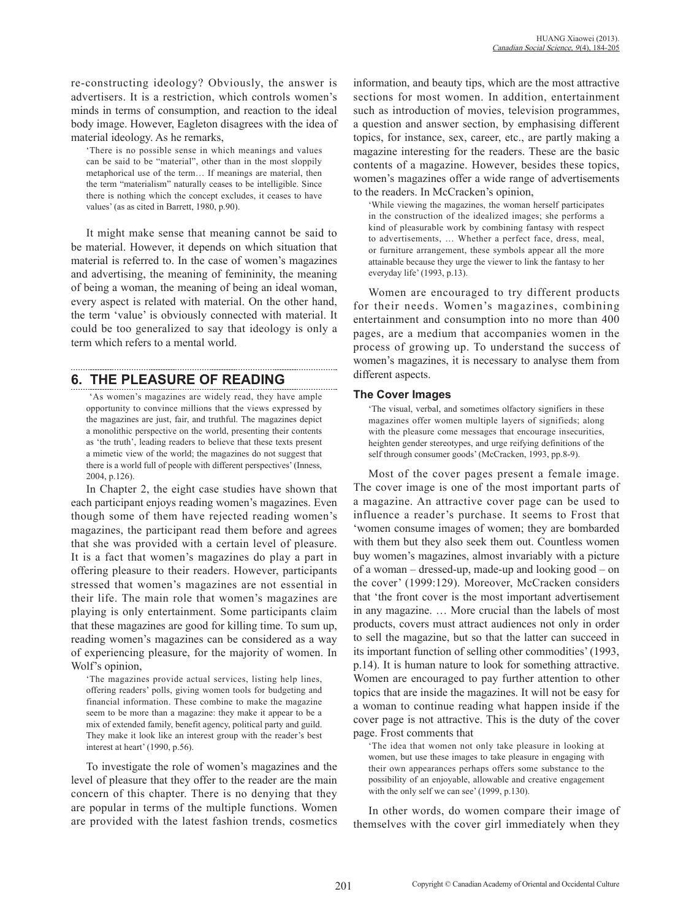re-constructing ideology? Obviously, the answer is advertisers. It is a restriction, which controls women's minds in terms of consumption, and reaction to the ideal body image. However, Eagleton disagrees with the idea of material ideology. As he remarks,

> 'There is no possible sense in which meanings and values can be said to be "material", other than in the most sloppily metaphorical use of the term… If meanings are material, then the term "materialism" naturally ceases to be intelligible. Since there is nothing which the concept excludes, it ceases to have values' (as as cited in Barrett, 1980, p.90).

It might make sense that meaning cannot be said to be material. However, it depends on which situation that material is referred to. In the case of women's magazines and advertising, the meaning of femininity, the meaning of being a woman, the meaning of being an ideal woman, every aspect is related with material. On the other hand, the term 'value' is obviously connected with material. It could be too generalized to say that ideology is only a term which refers to a mental world.

## 6. THE PLEASURE OF READING

> 'As women's magazines are widely read, they have ample opportunity to convince millions that the views expressed by the magazines are just, fair, and truthful. The magazines depict a monolithic perspective on the world, presenting their contents as 'the truth', leading readers to believe that these texts present a mimetic view of the world; the magazines do not suggest that there is a world full of people with different perspectives' (Inness, 2004, p.126).

In Chapter 2, the eight case studies have shown that each participant enjoys reading women's magazines. Even though some of them have rejected reading women's magazines, the participant read them before and agrees that she was provided with a certain level of pleasure. It is a fact that women's magazines do play a part in offering pleasure to their readers. However, participants stressed that women's magazines are not essential in their life. The main role that women's magazines are playing is only entertainment. Some participants claim that these magazines are good for killing time. To sum up, reading women's magazines can be considered as a way of experiencing pleasure, for the majority of women. In Wolf's opinion,

> 'The magazines provide actual services, listing help lines, offering readers' polls, giving women tools for budgeting and financial information. These combine to make the magazine seem to be more than a magazine: they make it appear to be a mix of extended family, benefit agency, political party and guild. They make it look like an interest group with the reader's best interest at heart' (1990, p.56).

To investigate the role of women's magazines and the level of pleasure that they offer to the reader are the main concern of this chapter. There is no denying that they are popular in terms of the multiple functions. Women are provided with the latest fashion trends, cosmetics information, and beauty tips, which are the most attractive sections for most women. In addition, entertainment such as introduction of movies, television programmes, a question and answer section, by emphasising different topics, for instance, sex, career, etc., are partly making a magazine interesting for the readers. These are the basic contents of a magazine. However, besides these topics, women's magazines offer a wide range of advertisements to the readers. In McCracken's opinion,

> 'While viewing the magazines, the woman herself participates in the construction of the idealized images; she performs a kind of pleasurable work by combining fantasy with respect to advertisements, … Whether a perfect face, dress, meal, or furniture arrangement, these symbols appear all the more attainable because they urge the viewer to link the fantasy to her everyday life' (1993, p.13).

Women are encouraged to try different products for their needs. Women's magazines, combining entertainment and consumption into no more than 400 pages, are a medium that accompanies women in the process of growing up. To understand the success of women's magazines, it is necessary to analyse them from different aspects.

### The Cover Images

> 'The visual, verbal, and sometimes olfactory signifiers in these magazines offer women multiple layers of signifieds; along with the pleasure come messages that encourage insecurities, heighten gender stereotypes, and urge reifying definitions of the self through consumer goods' (McCracken, 1993, pp.8-9).

Most of the cover pages present a female image. The cover image is one of the most important parts of a magazine. An attractive cover page can be used to influence a reader's purchase. It seems to Frost that 'women consume images of women; they are bombarded with them but they also seek them out. Countless women buy women's magazines, almost invariably with a picture of a woman – dressed-up, made-up and looking good – on the cover' (1999:129). Moreover, McCracken considers that 'the front cover is the most important advertisement in any magazine. … More crucial than the labels of most products, covers must attract audiences not only in order to sell the magazine, but so that the latter can succeed in its important function of selling other commodities' (1993, p.14). It is human nature to look for something attractive. Women are encouraged to pay further attention to other topics that are inside the magazines. It will not be easy for a woman to continue reading what happen inside if the cover page is not attractive. This is the duty of the cover page. Frost comments that

> 'The idea that women not only take pleasure in looking at women, but use these images to take pleasure in engaging with their own appearances perhaps offers some substance to the possibility of an enjoyable, allowable and creative engagement with the only self we can see' (1999, p.130).

In other words, do women compare their image of themselves with the cover girl immediately when they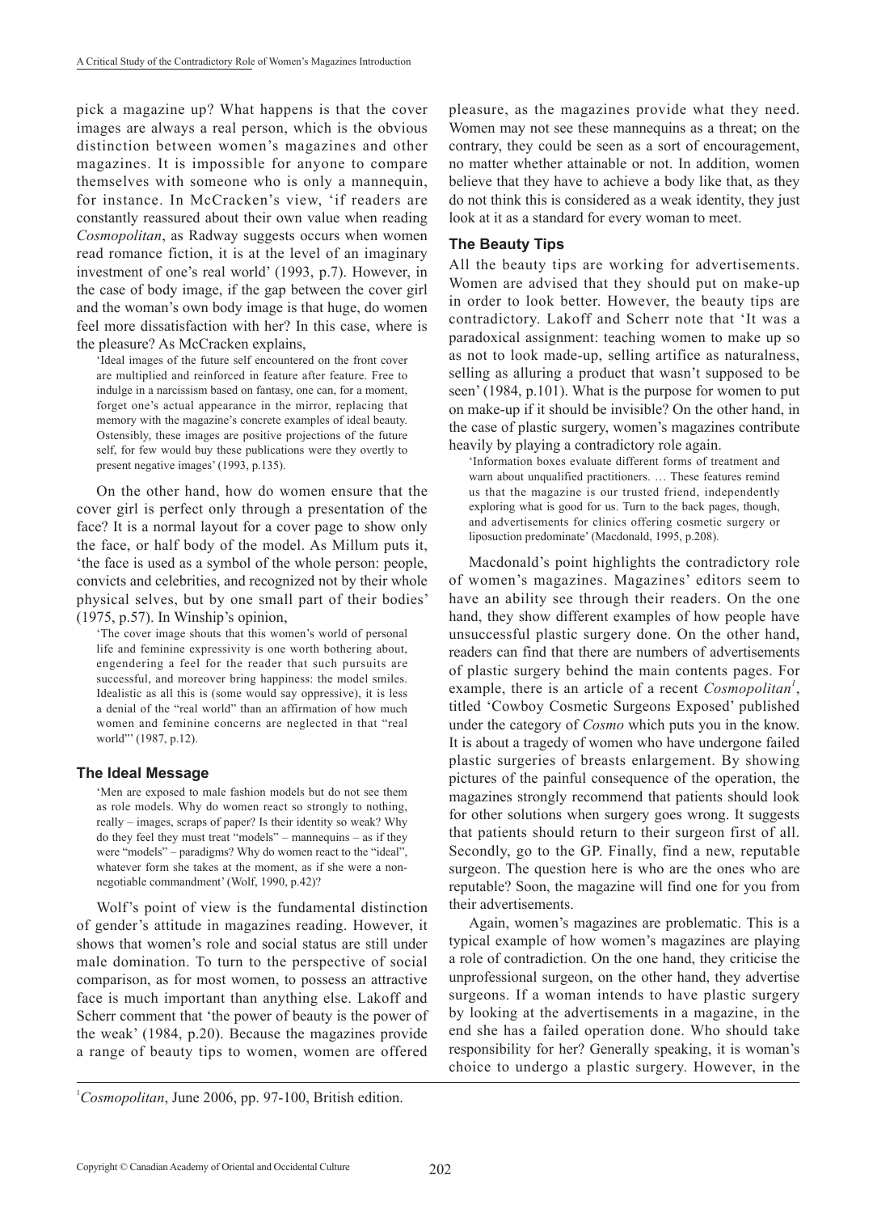pick a magazine up? What happens is that the cover images are always a real person, which is the obvious distinction between women's magazines and other magazines. It is impossible for anyone to compare themselves with someone who is only a mannequin, for instance. In McCracken's view, 'if readers are constantly reassured about their own value when reading *Cosmopolitan*, as Radway suggests occurs when women read romance fiction, it is at the level of an imaginary investment of one's real world' (1993, p.7). However, in the case of body image, if the gap between the cover girl and the woman's own body image is that huge, do women feel more dissatisfaction with her? In this case, where is the pleasure? As McCracken explains,

> 'Ideal images of the future self encountered on the front cover are multiplied and reinforced in feature after feature. Free to indulge in a narcissism based on fantasy, one can, for a moment, forget one's actual appearance in the mirror, replacing that memory with the magazine's concrete examples of ideal beauty. Ostensibly, these images are positive projections of the future self, for few would buy these publications were they overtly to present negative images' (1993, p.135).

On the other hand, how do women ensure that the cover girl is perfect only through a presentation of the face? It is a normal layout for a cover page to show only the face, or half body of the model. As Millum puts it, 'the face is used as a symbol of the whole person: people, convicts and celebrities, and recognized not by their whole physical selves, but by one small part of their bodies' (1975, p.57). In Winship's opinion,

> 'The cover image shouts that this women's world of personal life and feminine expressivity is one worth bothering about, engendering a feel for the reader that such pursuits are successful, and moreover bring happiness: the model smiles. Idealistic as all this is (some would say oppressive), it is less a denial of the "real world" than an affirmation of how much women and feminine concerns are neglected in that "real world"' (1987, p.12).

### The Ideal Message

> 'Men are exposed to male fashion models but do not see them as role models. Why do women react so strongly to nothing, really – images, scraps of paper? Is their identity so weak? Why do they feel they must treat "models" – mannequins – as if they were "models" – paradigms? Why do women react to the "ideal", whatever form she takes at the moment, as if she were a non-negotiable commandment' (Wolf, 1990, p.42)?

Wolf's point of view is the fundamental distinction of gender's attitude in magazines reading. However, it shows that women's role and social status are still under male domination. To turn to the perspective of social comparison, as for most women, to possess an attractive face is much important than anything else. Lakoff and Scherr comment that 'the power of beauty is the power of the weak' (1984, p.20). Because the magazines provide a range of beauty tips to women, women are offered pleasure, as the magazines provide what they need. Women may not see these mannequins as a threat; on the contrary, they could be seen as a sort of encouragement, no matter whether attainable or not. In addition, women believe that they have to achieve a body like that, as they do not think this is considered as a weak identity, they just look at it as a standard for every woman to meet.

### The Beauty Tips

All the beauty tips are working for advertisements. Women are advised that they should put on make-up in order to look better. However, the beauty tips are contradictory. Lakoff and Scherr note that 'It was a paradoxical assignment: teaching women to make up so as not to look made-up, selling artifice as naturalness, selling as alluring a product that wasn't supposed to be seen' (1984, p.101). What is the purpose for women to put on make-up if it should be invisible? On the other hand, in the case of plastic surgery, women's magazines contribute heavily by playing a contradictory role again.

> 'Information boxes evaluate different forms of treatment and warn about unqualified practitioners. … These features remind us that the magazine is our trusted friend, independently exploring what is good for us. Turn to the back pages, though, and advertisements for clinics offering cosmetic surgery or liposuction predominate' (Macdonald, 1995, p.208).

Macdonald's point highlights the contradictory role of women's magazines. Magazines' editors seem to have an ability see through their readers. On the one hand, they show different examples of how people have unsuccessful plastic surgery done. On the other hand, readers can find that there are numbers of advertisements of plastic surgery behind the main contents pages. For example, there is an article of a recent *Cosmopolitan*[1], titled 'Cowboy Cosmetic Surgeons Exposed' published under the category of *Cosmo* which puts you in the know. It is about a tragedy of women who have undergone failed plastic surgeries of breasts enlargement. By showing pictures of the painful consequence of the operation, the magazines strongly recommend that patients should look for other solutions when surgery goes wrong. It suggests that patients should return to their surgeon first of all. Secondly, go to the GP. Finally, find a new, reputable surgeon. The question here is who are the ones who are reputable? Soon, the magazine will find one for you from their advertisements.

Again, women's magazines are problematic. This is a typical example of how women's magazines are playing a role of contradiction. On the one hand, they criticise the unprofessional surgeon, on the other hand, they advertise surgeons. If a woman intends to have plastic surgery by looking at the advertisements in a magazine, in the end she has a failed operation done. Who should take responsibility for her? Generally speaking, it is woman's choice to undergo a plastic surgery. However, in the

[1] *Cosmopolitan*, June 2006, pp. 97-100, British edition.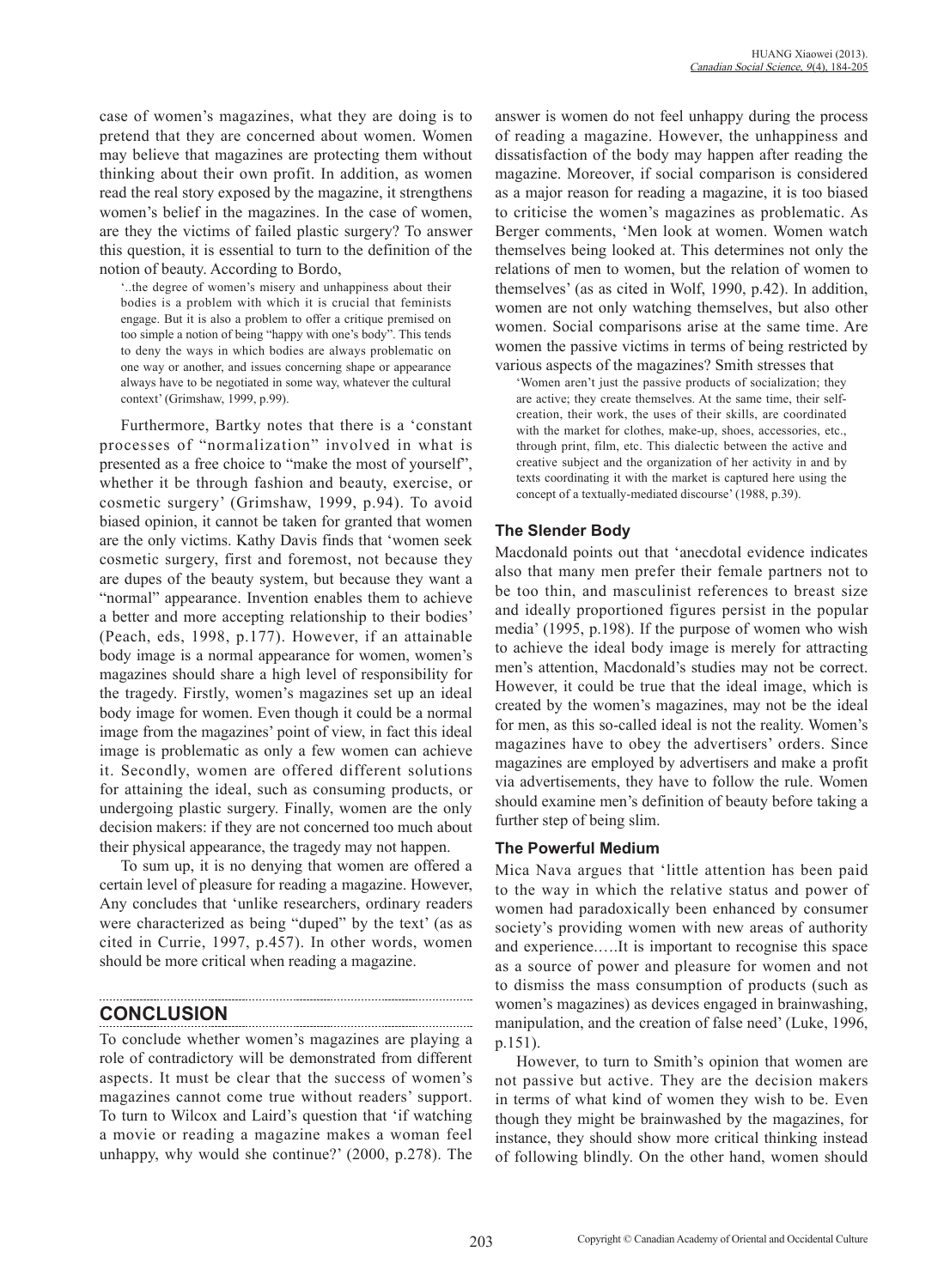case of women's magazines, what they are doing is to pretend that they are concerned about women. Women may believe that magazines are protecting them without thinking about their own profit. In addition, as women read the real story exposed by the magazine, it strengthens women's belief in the magazines. In the case of women, are they the victims of failed plastic surgery? To answer this question, it is essential to turn to the definition of the notion of beauty. According to Bordo,

> '..the degree of women's misery and unhappiness about their bodies is a problem with which it is crucial that feminists engage. But it is also a problem to offer a critique premised on too simple a notion of being "happy with one's body". This tends to deny the ways in which bodies are always problematic on one way or another, and issues concerning shape or appearance always have to be negotiated in some way, whatever the cultural context' (Grimshaw, 1999, p.99).

Furthermore, Bartky notes that there is a 'constant processes of "normalization" involved in what is presented as a free choice to "make the most of yourself", whether it be through fashion and beauty, exercise, or cosmetic surgery' (Grimshaw, 1999, p.94). To avoid biased opinion, it cannot be taken for granted that women are the only victims. Kathy Davis finds that 'women seek cosmetic surgery, first and foremost, not because they are dupes of the beauty system, but because they want a "normal" appearance. Invention enables them to achieve a better and more accepting relationship to their bodies' (Peach, eds, 1998, p.177). However, if an attainable body image is a normal appearance for women, women's magazines should share a high level of responsibility for the tragedy. Firstly, women's magazines set up an ideal body image for women. Even though it could be a normal image from the magazines' point of view, in fact this ideal image is problematic as only a few women can achieve it. Secondly, women are offered different solutions for attaining the ideal, such as consuming products, or undergoing plastic surgery. Finally, women are the only decision makers: if they are not concerned too much about their physical appearance, the tragedy may not happen.

To sum up, it is no denying that women are offered a certain level of pleasure for reading a magazine. However, Any concludes that 'unlike researchers, ordinary readers were characterized as being "duped" by the text' (as as cited in Currie, 1997, p.457). In other words, women should be more critical when reading a magazine.

## CONCLUSION

To conclude whether women's magazines are playing a role of contradictory will be demonstrated from different aspects. It must be clear that the success of women's magazines cannot come true without readers' support. To turn to Wilcox and Laird's question that 'if watching a movie or reading a magazine makes a woman feel unhappy, why would she continue?' (2000, p.278). The answer is women do not feel unhappy during the process of reading a magazine. However, the unhappiness and dissatisfaction of the body may happen after reading the magazine. Moreover, if social comparison is considered as a major reason for reading a magazine, it is too biased to criticise the women's magazines as problematic. As Berger comments, 'Men look at women. Women watch themselves being looked at. This determines not only the relations of men to women, but the relation of women to themselves' (as as cited in Wolf, 1990, p.42). In addition, women are not only watching themselves, but also other women. Social comparisons arise at the same time. Are women the passive victims in terms of being restricted by various aspects of the magazines? Smith stresses that

> 'Women aren't just the passive products of socialization; they are active; they create themselves. At the same time, their self-creation, their work, the uses of their skills, are coordinated with the market for clothes, make-up, shoes, accessories, etc., through print, film, etc. This dialectic between the active and creative subject and the organization of her activity in and by texts coordinating it with the market is captured here using the concept of a textually-mediated discourse' (1988, p.39).

### The Slender Body

Macdonald points out that 'anecdotal evidence indicates also that many men prefer their female partners not to be too thin, and masculinist references to breast size and ideally proportioned figures persist in the popular media' (1995, p.198). If the purpose of women who wish to achieve the ideal body image is merely for attracting men's attention, Macdonald's studies may not be correct. However, it could be true that the ideal image, which is created by the women's magazines, may not be the ideal for men, as this so-called ideal is not the reality. Women's magazines have to obey the advertisers' orders. Since magazines are employed by advertisers and make a profit via advertisements, they have to follow the rule. Women should examine men's definition of beauty before taking a further step of being slim.

### The Powerful Medium

Mica Nava argues that 'little attention has been paid to the way in which the relative status and power of women had paradoxically been enhanced by consumer society's providing women with new areas of authority and experience.….It is important to recognise this space as a source of power and pleasure for women and not to dismiss the mass consumption of products (such as women's magazines) as devices engaged in brainwashing, manipulation, and the creation of false need' (Luke, 1996, p.151).

However, to turn to Smith's opinion that women are not passive but active. They are the decision makers in terms of what kind of women they wish to be. Even though they might be brainwashed by the magazines, for instance, they should show more critical thinking instead of following blindly. On the other hand, women should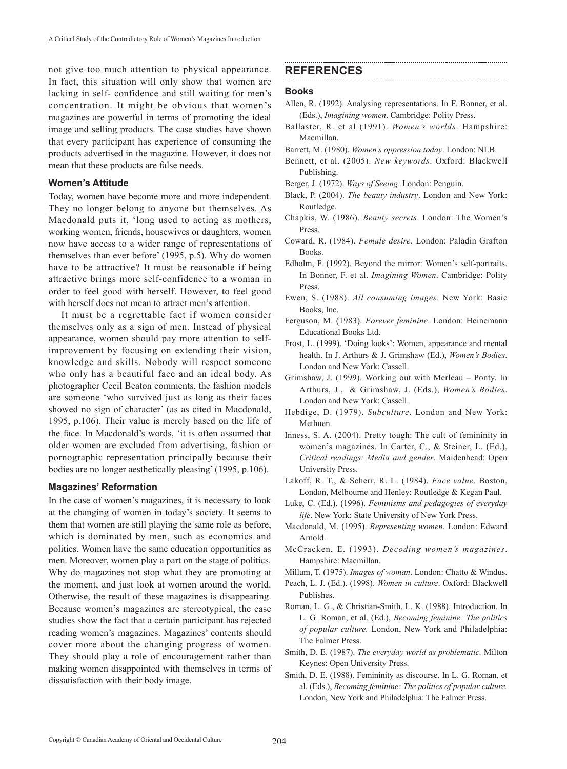not give too much attention to physical appearance. In fact, this situation will only show that women are lacking in self- confidence and still waiting for men's concentration. It might be obvious that women's magazines are powerful in terms of promoting the ideal image and selling products. The case studies have shown that every participant has experience of consuming the products advertised in the magazine. However, it does not mean that these products are false needs.

### Women's Attitude

Today, women have become more and more independent. They no longer belong to anyone but themselves. As Macdonald puts it, 'long used to acting as mothers, working women, friends, housewives or daughters, women now have access to a wider range of representations of themselves than ever before' (1995, p.5). Why do women have to be attractive? It must be reasonable if being attractive brings more self-confidence to a woman in order to feel good with herself. However, to feel good with herself does not mean to attract men's attention.

It must be a regrettable fact if women consider themselves only as a sign of men. Instead of physical appearance, women should pay more attention to self-improvement by focusing on extending their vision, knowledge and skills. Nobody will respect someone who only has a beautiful face and an ideal body. As photographer Cecil Beaton comments, the fashion models are someone 'who survived just as long as their faces showed no sign of character' (as as cited in Macdonald, 1995, p.106). Their value is merely based on the life of the face. In Macdonald's words, 'it is often assumed that older women are excluded from advertising, fashion or pornographic representation principally because their bodies are no longer aesthetically pleasing' (1995, p.106).

### Magazines' Reformation

In the case of women's magazines, it is necessary to look at the changing of women in today's society. It seems to them that women are still playing the same role as before, which is dominated by men, such as economics and politics. Women have the same education opportunities as men. Moreover, women play a part on the stage of politics. Why do magazines not stop what they are promoting at the moment, and just look at women around the world. Otherwise, the result of these magazines is disappearing. Because women's magazines are stereotypical, the case studies show the fact that a certain participant has rejected reading women's magazines. Magazines' contents should cover more about the changing progress of women. They should play a role of encouragement rather than making women disappointed with themselves in terms of dissatisfaction with their body image.

## REFERENCES

### Books

Allen, R. (1992). Analysing representations. In F. Bonner, et al. (Eds.), *Imagining women*. Cambridge: Polity Press.

Ballaster, R. et al (1991). *Women's worlds*. Hampshire: Macmillan.

Barrett, M. (1980). *Women's oppression today*. London: NLB.

Bennett, et al. (2005). *New keywords*. Oxford: Blackwell Publishing.

Berger, J. (1972). *Ways of Seeing*. London: Penguin.

Black, P. (2004). *The beauty industry*. London and New York: Routledge.

Chapkis, W. (1986). *Beauty secrets*. London: The Women's Press.

Coward, R. (1984). *Female desire*. London: Paladin Grafton Books.

Edholm, F. (1992). Beyond the mirror: Women's self-portraits. In Bonner, F. et al. *Imagining Women*. Cambridge: Polity Press.

Ewen, S. (1988). *All consuming images*. New York: Basic Books, Inc.

Ferguson, M. (1983). *Forever feminine*. London: Heinemann Educational Books Ltd.

Frost, L. (1999). 'Doing looks': Women, appearance and mental health. In J. Arthurs & J. Grimshaw (Ed.), *Women's Bodies*. London and New York: Cassell.

Grimshaw, J. (1999). Working out with Merleau – Ponty. In Arthurs, J., & Grimshaw, J. (Eds.), *Women's Bodies*. London and New York: Cassell.

Hebdige, D. (1979). *Subculture*. London and New York: Methuen.

Inness, S. A. (2004). Pretty tough: The cult of femininity in women's magazines. In Carter, C., & Steiner, L. (Ed.), *Critical readings: Media and gender*. Maidenhead: Open University Press.

Lakoff, R. T., & Scherr, R. L. (1984). *Face value*. Boston, London, Melbourne and Henley: Routledge & Kegan Paul.

Luke, C. (Ed.). (1996). *Feminisms and pedagogies of everyday life*. New York: State University of New York Press.

Macdonald, M. (1995). *Representing women*. London: Edward Arnold.

McCracken, E. (1993). *Decoding women's magazines*. Hampshire: Macmillan.

Millum, T. (1975). *Images of woman*. London: Chatto & Windus.

Peach, L. J. (Ed.). (1998). *Women in culture*. Oxford: Blackwell Publishes.

Roman, L. G., & Christian-Smith, L. K. (1988). Introduction. In L. G. Roman, et al. (Ed.), *Becoming feminine: The politics of popular culture.* London, New York and Philadelphia: The Falmer Press.

Smith, D. E. (1987). *The everyday world as problematic.* Milton Keynes: Open University Press.

Smith, D. E. (1988). Femininity as discourse. In L. G. Roman, et al. (Eds.), *Becoming feminine: The politics of popular culture.* London, New York and Philadelphia: The Falmer Press.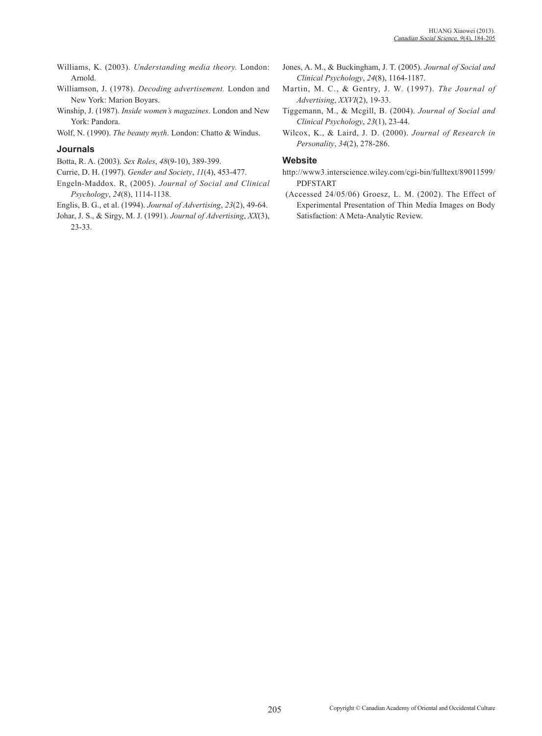Williams, K. (2003). *Understanding media theory.* London: Arnold.

Williamson, J. (1978). *Decoding advertisement.* London and New York: Marion Boyars.

Winship, J. (1987). *Inside women's magazines*. London and New York: Pandora.

Wolf, N. (1990). *The beauty myth*. London: Chatto & Windus.

### Journals

Botta, R. A. (2003). *Sex Roles*, *48*(9-10), 389-399.

Currie, D. H. (1997). *Gender and Society*, *11*(4), 453-477.

Engeln-Maddox. R, (2005). *Journal of Social and Clinical Psychology*, *24*(8), 1114-1138.

Englis, B. G., et al. (1994). *Journal of Advertising*, *23*(2), 49-64.

Johar, J. S., & Sirgy, M. J. (1991). *Journal of Advertising*, *XX*(3), 23-33.

Jones, A. M., & Buckingham, J. T. (2005). *Journal of Social and Clinical Psychology*, *24*(8), 1164-1187.

Martin, M. C., & Gentry, J. W. (1997). *The Journal of Advertising*, *XXVI*(2), 19-33.

Tiggemann, M., & Mcgill, B. (2004). *Journal of Social and Clinical Psychology*, *23*(1), 23-44.

Wilcox, K., & Laird, J. D. (2000). *Journal of Research in Personality*, *34*(2), 278-286.

### Website

http://www3.interscience.wiley.com/cgi-bin/fulltext/89011599/PDFSTART

(Accessed 24/05/06) Groesz, L. M. (2002). The Effect of Experimental Presentation of Thin Media Images on Body Satisfaction: A Meta-Analytic Review.